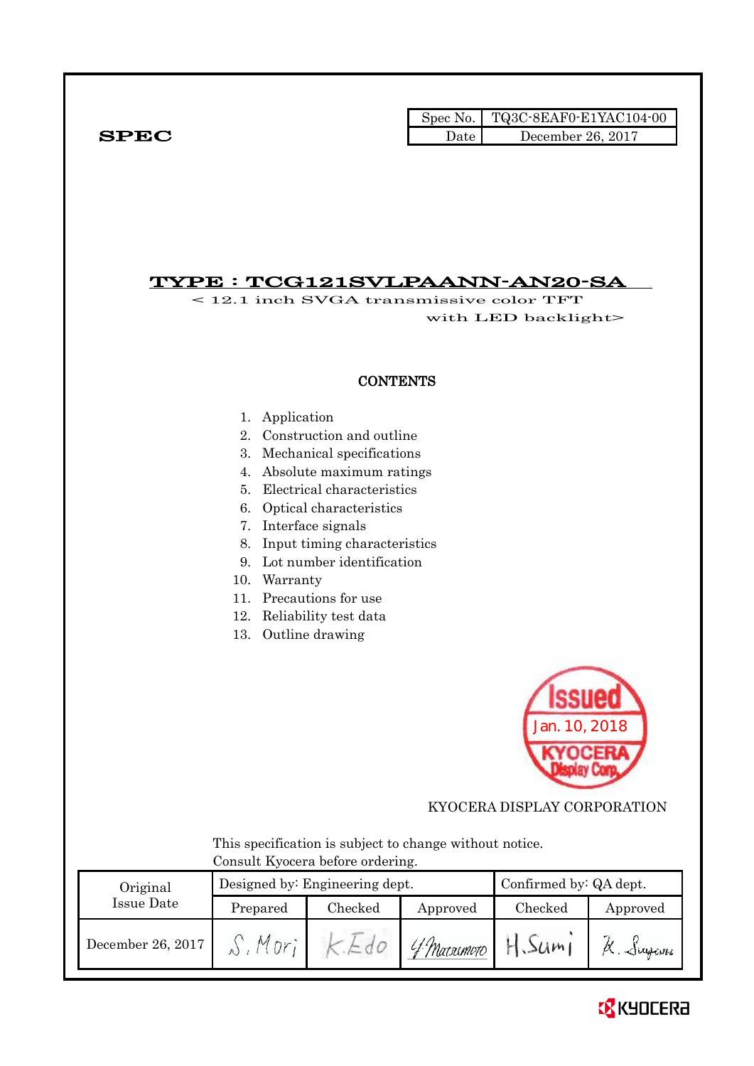**SPEC**

| Spec No. | TQ3C-8EAF0-E1YAC104-00 |
|---|---|
| Date | December 26, 2017 |

# TYPE : TCG121SVLPAANN-AN20-SA

< 12.1 inch SVGA transmissive color TFT with LED backlight>

## CONTENTS

1. Application
2. Construction and outline
3. Mechanical specifications
4. Absolute maximum ratings
5. Electrical characteristics
6. Optical characteristics
7. Interface signals
8. Input timing characteristics
9. Lot number identification
10. Warranty
11. Precautions for use
12. Reliability test data
13. Outline drawing

Issued Jan. 10, 2018 KYOCERA Display Corp.

KYOCERA DISPLAY CORPORATION

This specification is subject to change without notice.
Consult Kyocera before ordering.

| Original Issue Date | Designed by: Engineering dept. | | | Confirmed by: QA dept. | |
|---|---|---|---|---|---|
| | Prepared | Checked | Approved | Checked | Approved |
| December 26, 2017 | S. Mori | K. Edo | Y. Matsumoto | H. Sumi | K. Sugawa |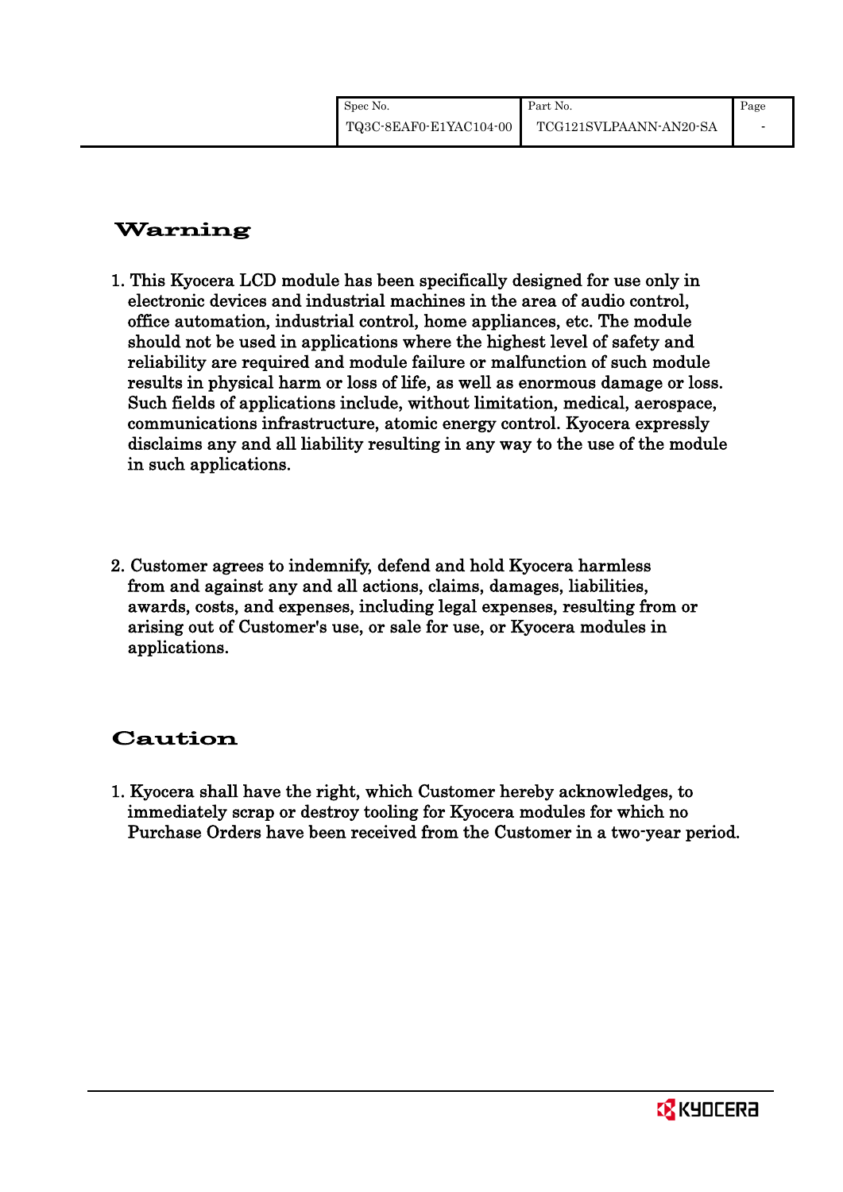# Warning

1. This Kyocera LCD module has been specifically designed for use only in electronic devices and industrial machines in the area of audio control, office automation, industrial control, home appliances, etc. The module should not be used in applications where the highest level of safety and reliability are required and module failure or malfunction of such module results in physical harm or loss of life, as well as enormous damage or loss. Such fields of applications include, without limitation, medical, aerospace, communications infrastructure, atomic energy control. Kyocera expressly disclaims any and all liability resulting in any way to the use of the module in such applications.

2. Customer agrees to indemnify, defend and hold Kyocera harmless from and against any and all actions, claims, damages, liabilities, awards, costs, and expenses, including legal expenses, resulting from or arising out of Customer's use, or sale for use, or Kyocera modules in applications.

# Caution

1. Kyocera shall have the right, which Customer hereby acknowledges, to immediately scrap or destroy tooling for Kyocera modules for which no Purchase Orders have been received from the Customer in a two-year period.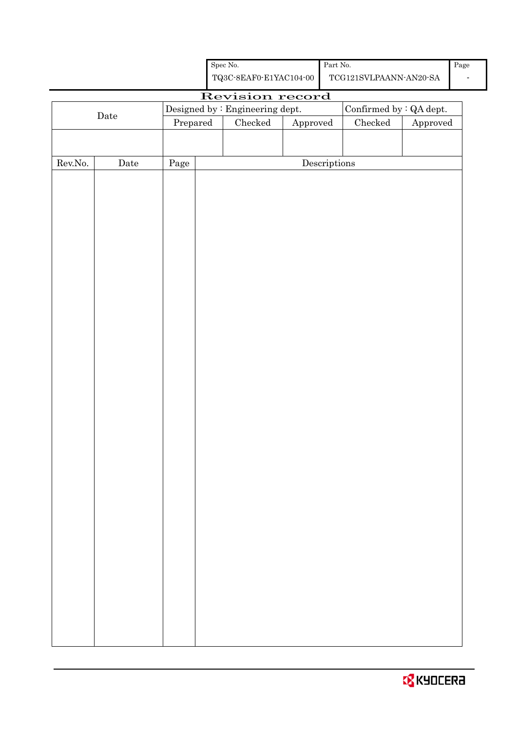| Spec No. | Part No. | Page |
|---|---|---|
| TQ3C-8EAF0-E1YAC104-00 | TCG121SVLPAANN-AN20-SA | - |

# Revision record

| Date | Designed by : Engineering dept. | | | Confirmed by : QA dept. | |
|---|---|---|---|---|---|
| | Prepared | Checked | Approved | Checked | Approved |
| | | | | | |

| Rev.No. | Date | Page | Descriptions |
|---|---|---|---|
| | | | |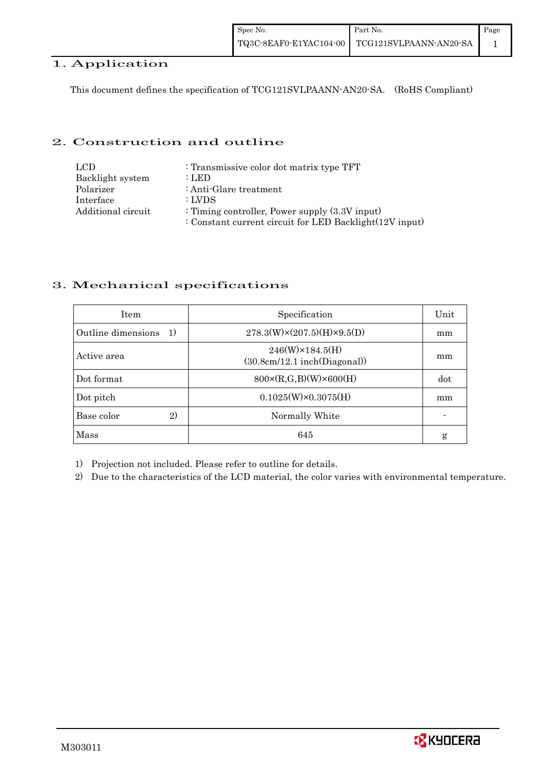# 1. Application

This document defines the specification of TCG121SVLPAANN-AN20-SA. (RoHS Compliant)

# 2. Construction and outline

| | |
|---|---|
| LCD | : Transmissive color dot matrix type TFT |
| Backlight system | : LED |
| Polarizer | : Anti-Glare treatment |
| Interface | : LVDS |
| Additional circuit | : Timing controller, Power supply (3.3V input) |
| | : Constant current circuit for LED Backlight(12V input) |

# 3. Mechanical specifications

| Item | Specification | Unit |
|---|---|---|
| Outline dimensions 1) | 278.3(W)×(207.5)(H)×9.5(D) | mm |
| Active area | 246(W)×184.5(H) (30.8cm/12.1 inch(Diagonal)) | mm |
| Dot format | 800×(R,G,B)(W)×600(H) | dot |
| Dot pitch | 0.1025(W)×0.3075(H) | mm |
| Base color 2) | Normally White | - |
| Mass | 645 | g |

1) Projection not included. Please refer to outline for details.

2) Due to the characteristics of the LCD material, the color varies with environmental temperature.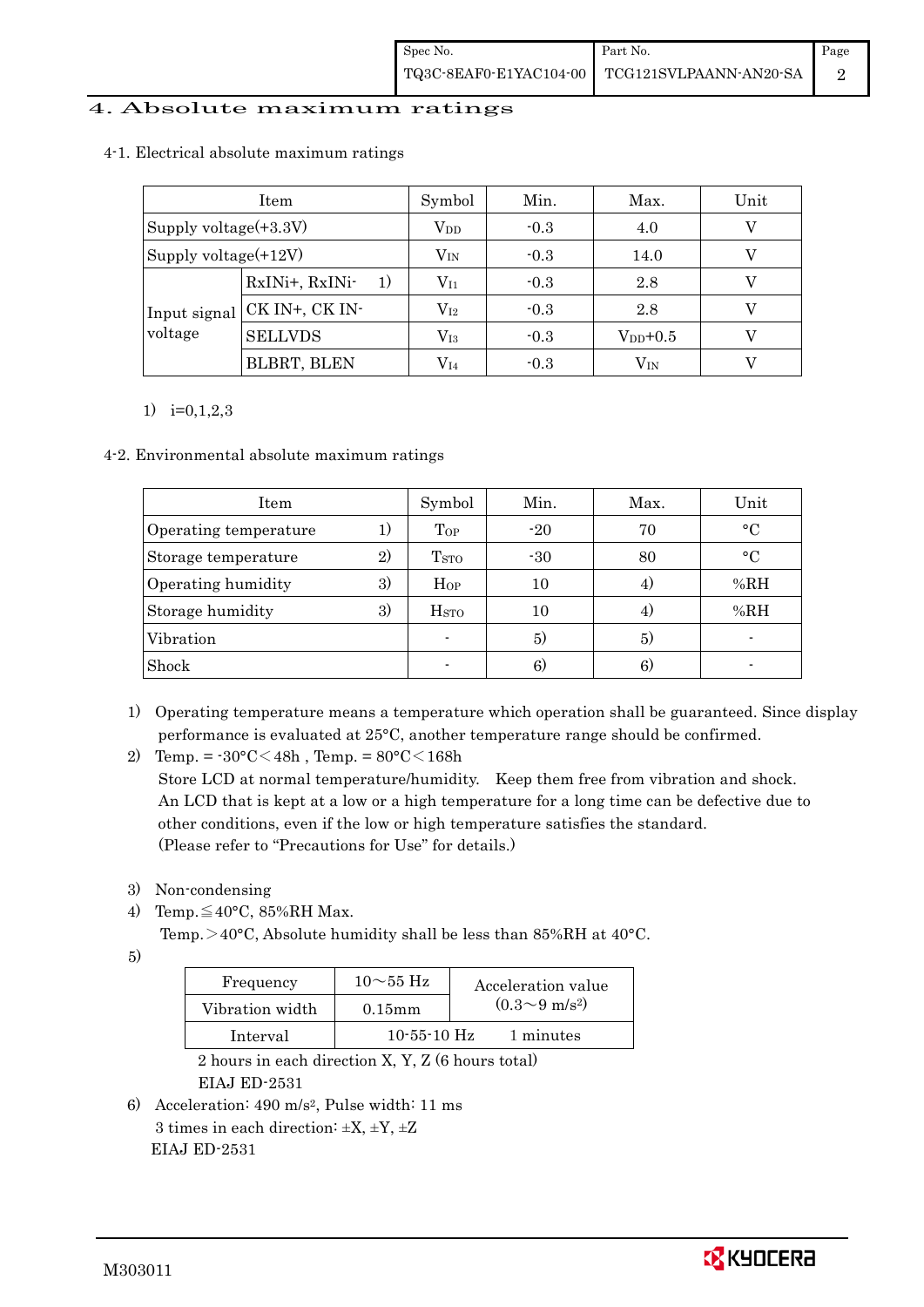# 4. Absolute maximum ratings

## 4-1. Electrical absolute maximum ratings

| Item | | Symbol | Min. | Max. | Unit |
|---|---|---|---|---|---|
| Supply voltage(+3.3V) | | $V_{DD}$ | -0.3 | 4.0 | V |
| Supply voltage(+12V) | | $V_{IN}$ | -0.3 | 14.0 | V |
| Input signal voltage | RxINi+, RxINi- 1) | $V_{I1}$ | -0.3 | 2.8 | V |
| | CK IN+, CK IN- | $V_{I2}$ | -0.3 | 2.8 | V |
| | SELLVDS | $V_{I3}$ | -0.3 | $V_{DD}$+0.5 | V |
| | BLBRT, BLEN | $V_{I4}$ | -0.3 | $V_{IN}$ | V |

1) i=0,1,2,3

## 4-2. Environmental absolute maximum ratings

| Item | Symbol | Min. | Max. | Unit |
|---|---|---|---|---|
| Operating temperature 1) | $T_{OP}$ | -20 | 70 | °C |
| Storage temperature 2) | $T_{STO}$ | -30 | 80 | °C |
| Operating humidity 3) | $H_{OP}$ | 10 | 4) | %RH |
| Storage humidity 3) | $H_{STO}$ | 10 | 4) | %RH |
| Vibration | - | 5) | 5) | - |
| Shock | - | 6) | 6) | - |

1) Operating temperature means a temperature which operation shall be guaranteed. Since display performance is evaluated at 25°C, another temperature range should be confirmed.

2) Temp. = -30°C < 48h , Temp. = 80°C < 168h
Store LCD at normal temperature/humidity. Keep them free from vibration and shock.
An LCD that is kept at a low or a high temperature for a long time can be defective due to other conditions, even if the low or high temperature satisfies the standard.
(Please refer to "Precautions for Use" for details.)

3) Non-condensing

4) Temp. ≦ 40°C, 85%RH Max.
Temp. > 40°C, Absolute humidity shall be less than 85%RH at 40°C.

5)

| Frequency | 10～55 Hz | Acceleration value ($0.3～9\ m/s^2$) |
|---|---|---|
| Vibration width | 0.15mm | |
| Interval | 10-55-10 Hz | 1 minutes |

2 hours in each direction X, Y, Z (6 hours total)
EIAJ ED-2531

6) Acceleration: $490\ m/s^2$, Pulse width: 11 ms
3 times in each direction: ±X, ±Y, ±Z
EIAJ ED-2531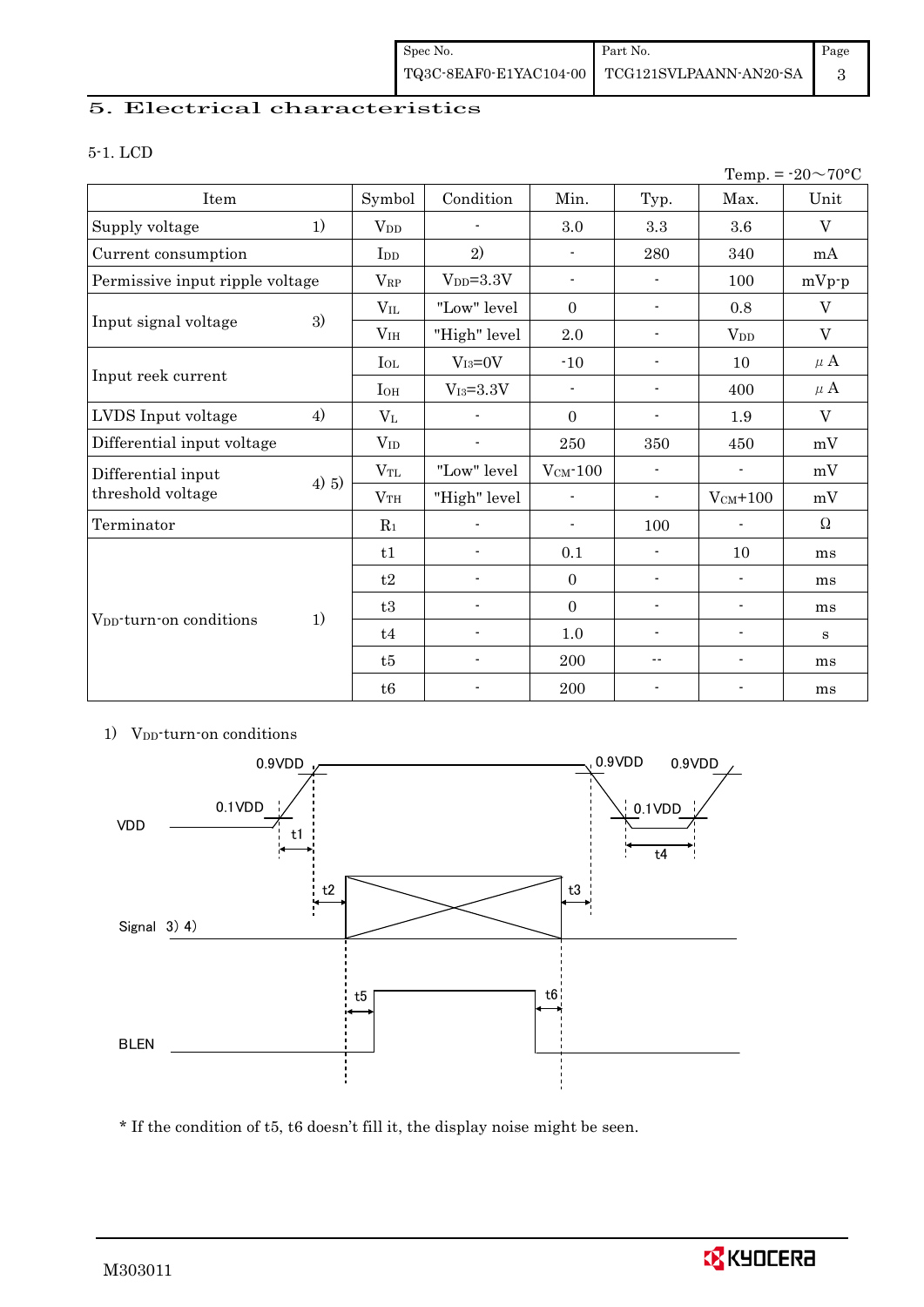# 5. Electrical characteristics

## 5-1. LCD

Temp. = -20～70°C

| Item | | Symbol | Condition | Min. | Typ. | Max. | Unit |
|---|---|---|---|---|---|---|---|
| Supply voltage | 1) | $V_{DD}$ | - | 3.0 | 3.3 | 3.6 | V |
| Current consumption | | $I_{DD}$ | 2) | - | 280 | 340 | mA |
| Permissive input ripple voltage | | $V_{RP}$ | $V_{DD}$=3.3V | - | - | 100 | mVp-p |
| Input signal voltage | 3) | $V_{IL}$ | "Low" level | 0 | - | 0.8 | V |
| | | $V_{IH}$ | "High" level | 2.0 | - | $V_{DD}$ | V |
| Input reek current | | $I_{OL}$ | $V_{I3}$=0V | -10 | - | 10 | μA |
| | | $I_{OH}$ | $V_{I3}$=3.3V | - | - | 400 | μA |
| LVDS Input voltage | 4) | $V_L$ | - | 0 | - | 1.9 | V |
| Differential input voltage | | $V_{ID}$ | - | 250 | 350 | 450 | mV |
| Differential input threshold voltage | 4) 5) | $V_{TL}$ | "Low" level | $V_{CM}$-100 | - | - | mV |
| | | $V_{TH}$ | "High" level | - | - | $V_{CM}$+100 | mV |
| Terminator | | $R_1$ | - | - | 100 | - | Ω |
| $V_{DD}$-turn-on conditions | 1) | t1 | - | 0.1 | - | 10 | ms |
| | | t2 | - | 0 | - | - | ms |
| | | t3 | - | 0 | - | - | ms |
| | | t4 | - | 1.0 | - | - | s |
| | | t5 | - | 200 | -- | - | ms |
| | | t6 | - | 200 | - | - | ms |

1) $V_{DD}$-turn-on conditions

VDD: 0.1VDD, 0.9VDD, t1, 0.9VDD, 0.9VDD, 0.1VDD, t4

Signal 3) 4): t2, t3

BLEN: t5, t6

\* If the condition of t5, t6 doesn't fill it, the display noise might be seen.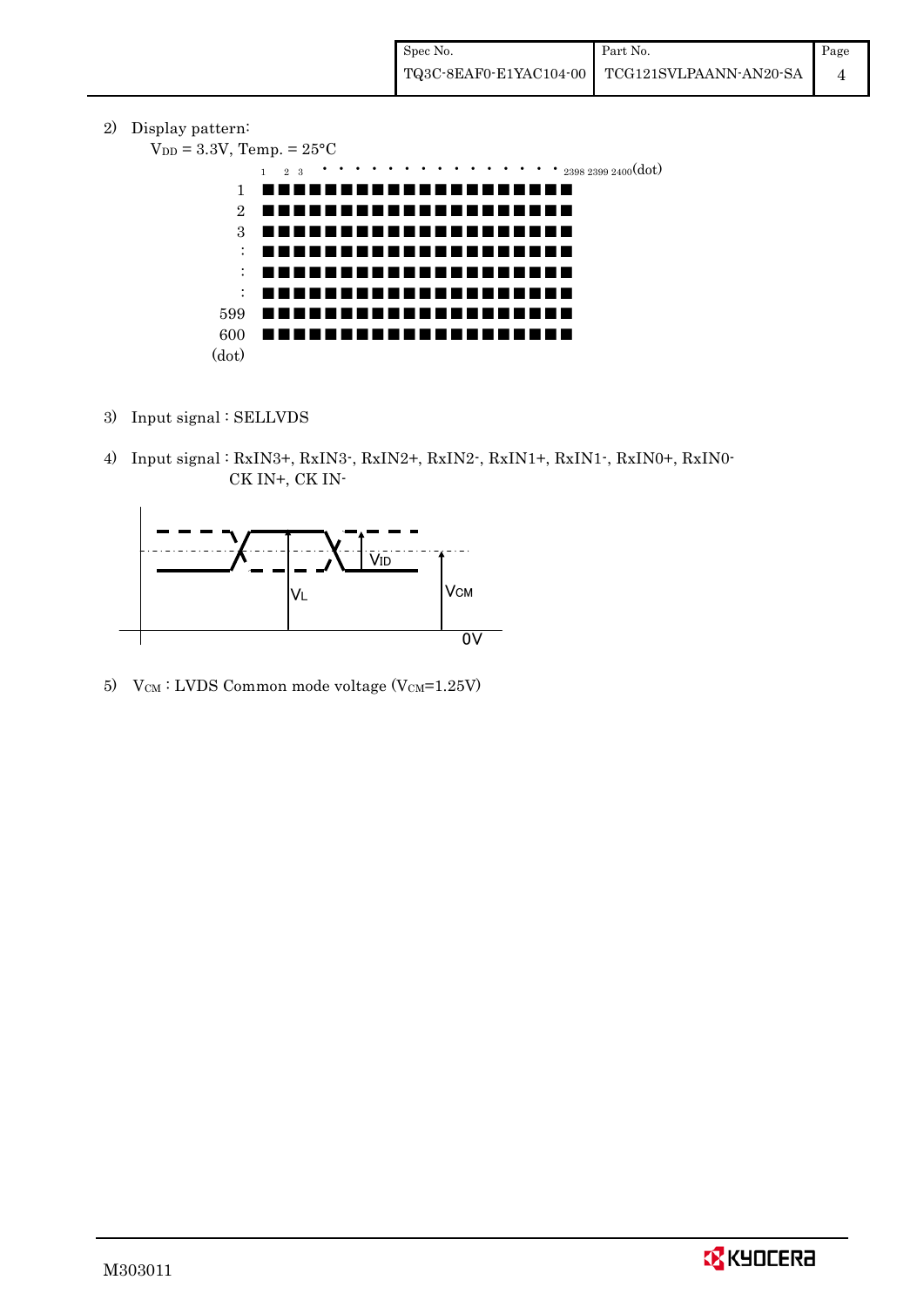2) Display pattern:

$V_{DD}$ = 3.3V, Temp. = 25°C

1 2 3 · · · · · · · · · · · · · · · 2398 2399 2400(dot)

1 ■■■■■■■■■■■■■■■■■■■■

2 ■■■■■■■■■■■■■■■■■■■■

3 ■■■■■■■■■■■■■■■■■■■■

: ■■■■■■■■■■■■■■■■■■■■

: ■■■■■■■■■■■■■■■■■■■■

: ■■■■■■■■■■■■■■■■■■■■

599 ■■■■■■■■■■■■■■■■■■■■

600 ■■■■■■■■■■■■■■■■■■■■

(dot)

3) Input signal : SELLVDS

4) Input signal : RxIN3+, RxIN3-, RxIN2+, RxIN2-, RxIN1+, RxIN1-, RxIN0+, RxIN0-
CK IN+, CK IN-

$V_{ID}$

$V_L$

$V_{CM}$

0V

5) $V_{CM}$ : LVDS Common mode voltage ($V_{CM}$=1.25V)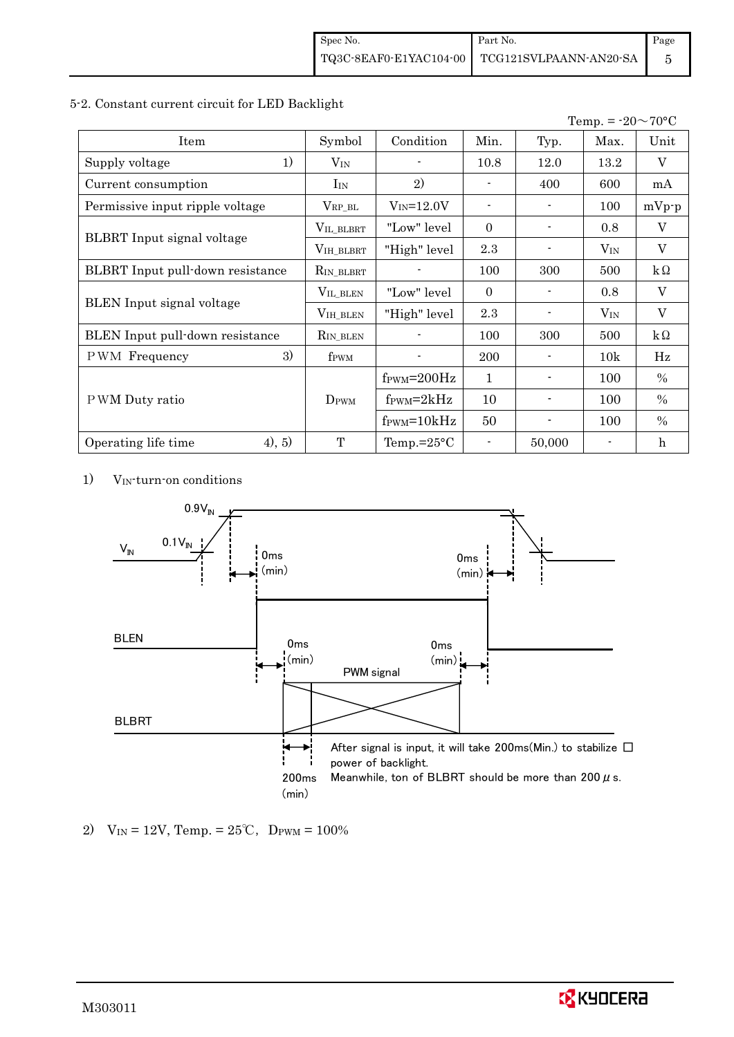## 5-2. Constant current circuit for LED Backlight

Temp. = -20～70°C

| Item | Symbol | Condition | Min. | Typ. | Max. | Unit |
|---|---|---|---|---|---|---|
| Supply voltage 1) | $V_{IN}$ | - | 10.8 | 12.0 | 13.2 | V |
| Current consumption | $I_{IN}$ | 2) | - | 400 | 600 | mA |
| Permissive input ripple voltage | $V_{RP\_BL}$ | $V_{IN}$=12.0V | - | - | 100 | mVp-p |
| BLBRT Input signal voltage | $V_{IL\_BLBRT}$ | "Low" level | 0 | - | 0.8 | V |
| | $V_{IH\_BLBRT}$ | "High" level | 2.3 | - | $V_{IN}$ | V |
| BLBRT Input pull-down resistance | $R_{IN\_BLBRT}$ | - | 100 | 300 | 500 | kΩ |
| BLEN Input signal voltage | $V_{IL\_BLEN}$ | "Low" level | 0 | - | 0.8 | V |
| | $V_{IH\_BLEN}$ | "High" level | 2.3 | - | $V_{IN}$ | V |
| BLEN Input pull-down resistance | $R_{IN\_BLEN}$ | - | 100 | 300 | 500 | kΩ |
| PWM Frequency 3) | $f_{PWM}$ | - | 200 | - | 10k | Hz |
| PWM Duty ratio | $D_{PWM}$ | $f_{PWM}$=200Hz | 1 | - | 100 | % |
| | | $f_{PWM}$=2kHz | 10 | - | 100 | % |
| | | $f_{PWM}$=10kHz | 50 | - | 100 | % |
| Operating life time 4), 5) | T | Temp.=25°C | - | 50,000 | - | h |

1) $V_{IN}$-turn-on conditions

$V_{IN}$: 0.9$V_{IN}$, 0.1$V_{IN}$; 0ms (min); 0ms (min)

BLEN: 0ms (min); 0ms (min)

BLBRT: PWM signal; 200ms (min)

After signal is input, it will take 200ms(Min.) to stabilize power of backlight.
Meanwhile, ton of BLBRT should be more than 200 μs.

2) $V_{IN}$ = 12V, Temp. = 25℃, $D_{PWM}$ = 100%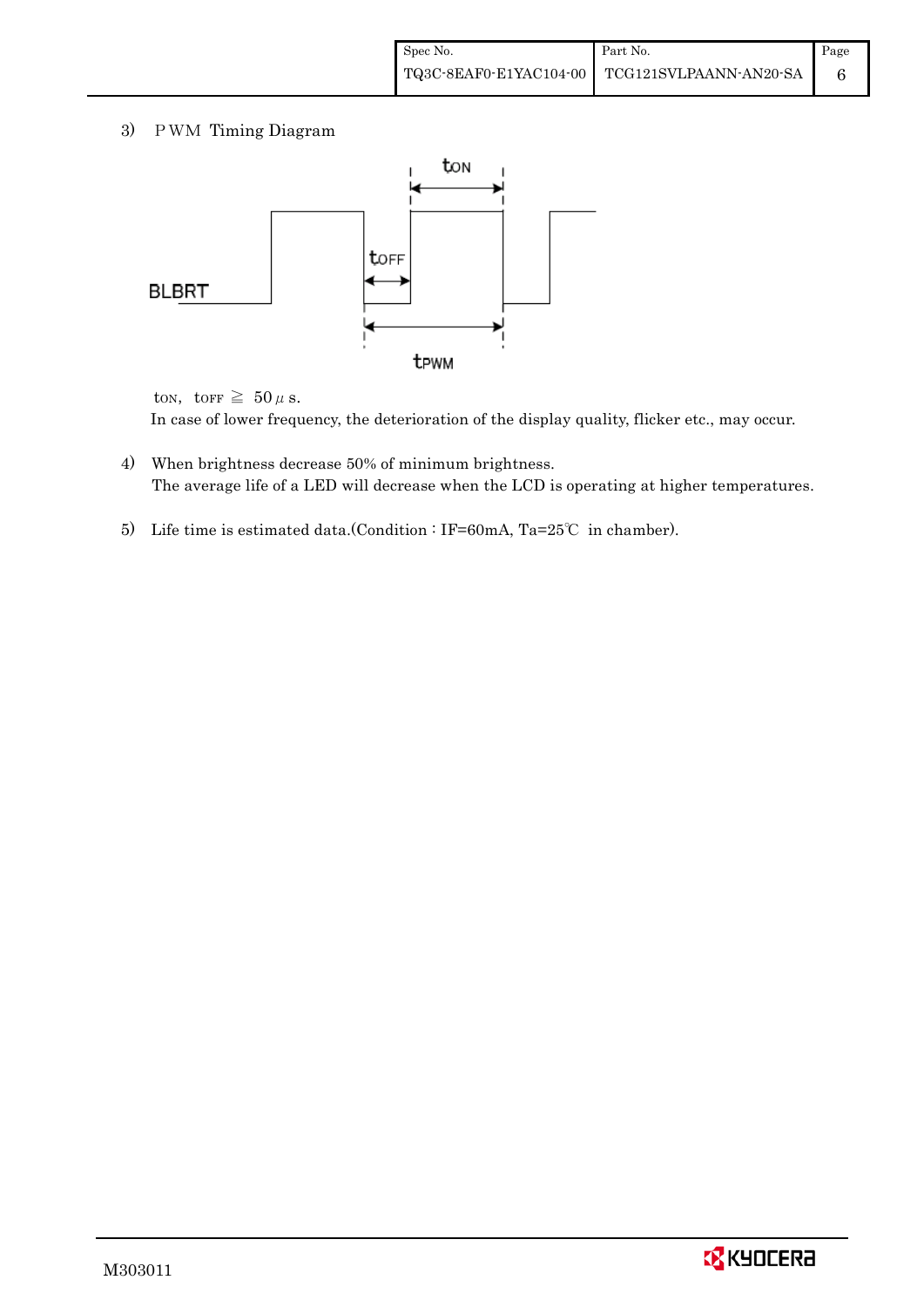3) PWM Timing Diagram

$t_{ON}$, $t_{OFF} \geqq 50\,\mu s$.

In case of lower frequency, the deterioration of the display quality, flicker etc., may occur.

4) When brightness decrease 50% of minimum brightness.
   The average life of a LED will decrease when the LCD is operating at higher temperatures.

5) Life time is estimated data.(Condition : IF=60mA, Ta=25℃ in chamber).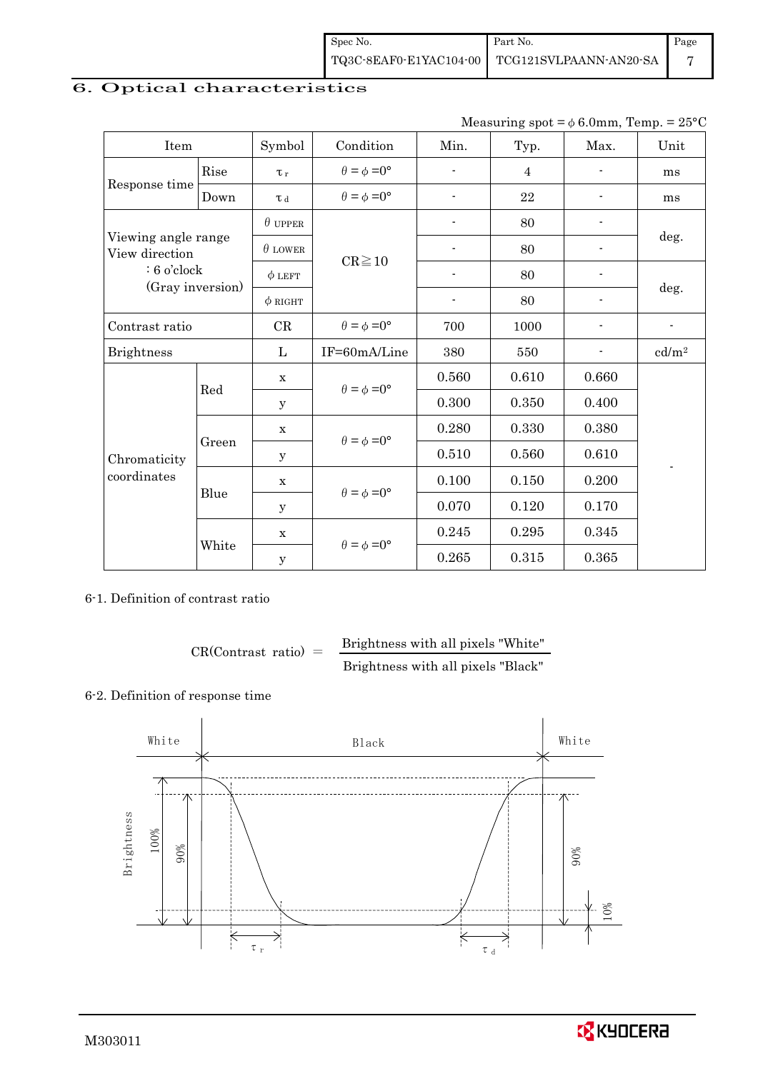## 6. Optical characteristics

Measuring spot = $\phi$ 6.0mm, Temp. = 25°C

| Item | | Symbol | Condition | Min. | Typ. | Max. | Unit |
|---|---|---|---|---|---|---|---|
| Response time | Rise | $\tau_r$ | $\theta = \phi = 0°$ | - | 4 | - | ms |
| | Down | $\tau_d$ | $\theta = \phi = 0°$ | - | 22 | - | ms |
| Viewing angle range View direction : 6 o'clock (Gray inversion) | | $\theta$ UPPER | CR≧10 | - | 80 | - | deg. |
| | | $\theta$ LOWER | | - | 80 | - | |
| | | $\phi$ LEFT | | - | 80 | - | deg. |
| | | $\phi$ RIGHT | | - | 80 | - | |
| Contrast ratio | | CR | $\theta = \phi = 0°$ | 700 | 1000 | - | - |
| Brightness | | L | IF=60mA/Line | 380 | 550 | - | cd/m² |
| Chromaticity coordinates | Red | x | $\theta = \phi = 0°$ | 0.560 | 0.610 | 0.660 | - |
| | | y | | 0.300 | 0.350 | 0.400 | |
| | Green | x | $\theta = \phi = 0°$ | 0.280 | 0.330 | 0.380 | |
| | | y | | 0.510 | 0.560 | 0.610 | |
| | Blue | x | $\theta = \phi = 0°$ | 0.100 | 0.150 | 0.200 | |
| | | y | | 0.070 | 0.120 | 0.170 | |
| | White | x | $\theta = \phi = 0°$ | 0.245 | 0.295 | 0.345 | |
| | | y | | 0.265 | 0.315 | 0.365 | |

6-1. Definition of contrast ratio

$$\text{CR(Contrast ratio)} = \frac{\text{Brightness with all pixels "White"}}{\text{Brightness with all pixels "Black"}}$$

6-2. Definition of response time

White — Black — White

Brightness: 100%, 90%, 90%, 10%

$\tau_r$ $\tau_d$

M303011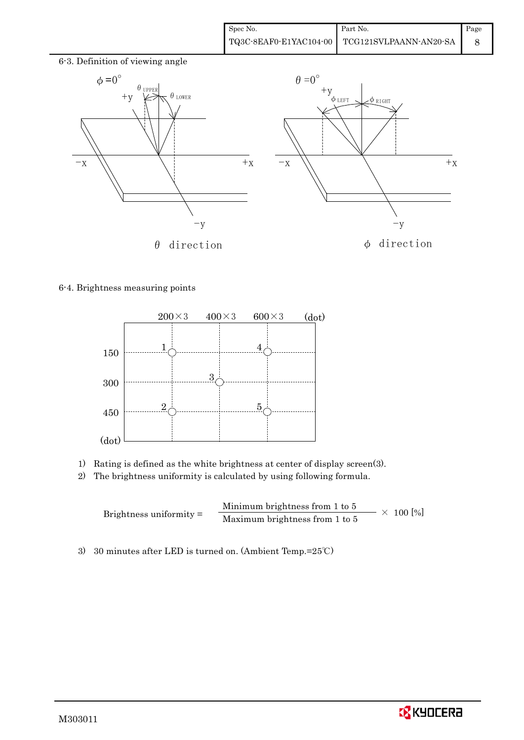6-3. Definition of viewing angle

$\phi = 0°$ — $\theta$ direction ($\theta_{UPPER}$, $\theta_{LOWER}$; +y, −y, −x, +x)

$\theta = 0°$ — $\phi$ direction ($\phi_{LEFT}$, $\phi_{RIGHT}$; +y, −y, −x, +x)

6-4. Brightness measuring points

| (dot) | 200×3 | 400×3 | 600×3 |
|---|---|---|---|
| 150 | 1 | | 4 |
| 300 | | 3 | |
| 450 | 2 | | 5 |

1) Rating is defined as the white brightness at center of display screen(3).
2) The brightness uniformity is calculated by using following formula.

$$\text{Brightness uniformity} = \frac{\text{Minimum brightness from 1 to 5}}{\text{Maximum brightness from 1 to 5}} \times 100\ [\%]$$

3) 30 minutes after LED is turned on. (Ambient Temp.=25℃)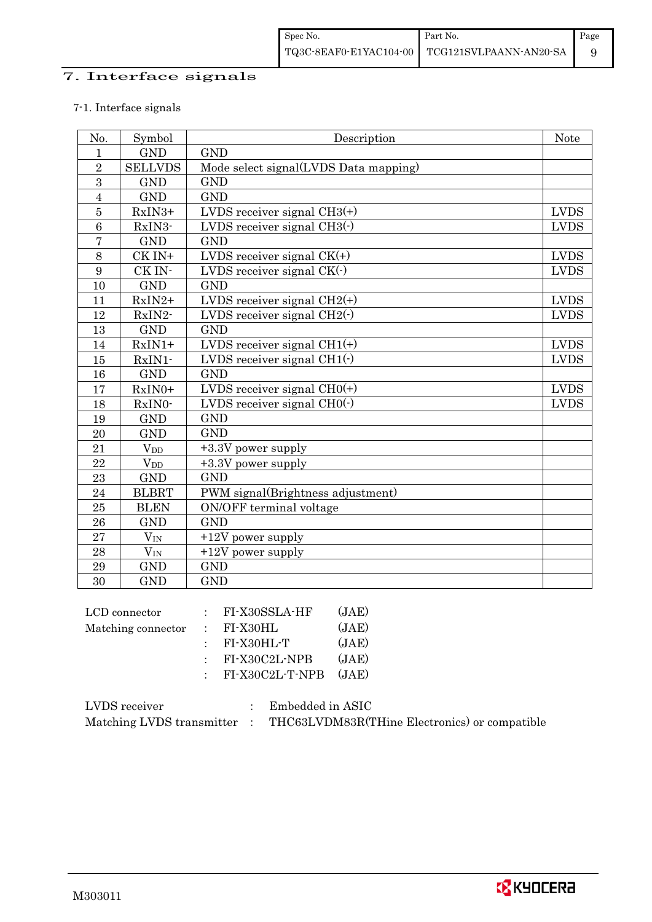# 7. Interface signals

7-1. Interface signals

| No. | Symbol | Description | Note |
|---|---|---|---|
| 1 | GND | GND | |
| 2 | SELLVDS | Mode select signal(LVDS Data mapping) | |
| 3 | GND | GND | |
| 4 | GND | GND | |
| 5 | RxIN3+ | LVDS receiver signal CH3(+) | LVDS |
| 6 | RxIN3- | LVDS receiver signal CH3(-) | LVDS |
| 7 | GND | GND | |
| 8 | CK IN+ | LVDS receiver signal CK(+) | LVDS |
| 9 | CK IN- | LVDS receiver signal CK(-) | LVDS |
| 10 | GND | GND | |
| 11 | RxIN2+ | LVDS receiver signal CH2(+) | LVDS |
| 12 | RxIN2- | LVDS receiver signal CH2(-) | LVDS |
| 13 | GND | GND | |
| 14 | RxIN1+ | LVDS receiver signal CH1(+) | LVDS |
| 15 | RxIN1- | LVDS receiver signal CH1(-) | LVDS |
| 16 | GND | GND | |
| 17 | RxIN0+ | LVDS receiver signal CH0(+) | LVDS |
| 18 | RxIN0- | LVDS receiver signal CH0(-) | LVDS |
| 19 | GND | GND | |
| 20 | GND | GND | |
| 21 | $V_{DD}$ | +3.3V power supply | |
| 22 | $V_{DD}$ | +3.3V power supply | |
| 23 | GND | GND | |
| 24 | BLBRT | PWM signal(Brightness adjustment) | |
| 25 | BLEN | ON/OFF terminal voltage | |
| 26 | GND | GND | |
| 27 | $V_{IN}$ | +12V power supply | |
| 28 | $V_{IN}$ | +12V power supply | |
| 29 | GND | GND | |
| 30 | GND | GND | |

LCD connector : FI-X30SSLA-HF (JAE)
Matching connector : FI-X30HL (JAE)
: FI-X30HL-T (JAE)
: FI-X30C2L-NPB (JAE)
: FI-X30C2L-T-NPB (JAE)

LVDS receiver : Embedded in ASIC
Matching LVDS transmitter : THC63LVDM83R(THine Electronics) or compatible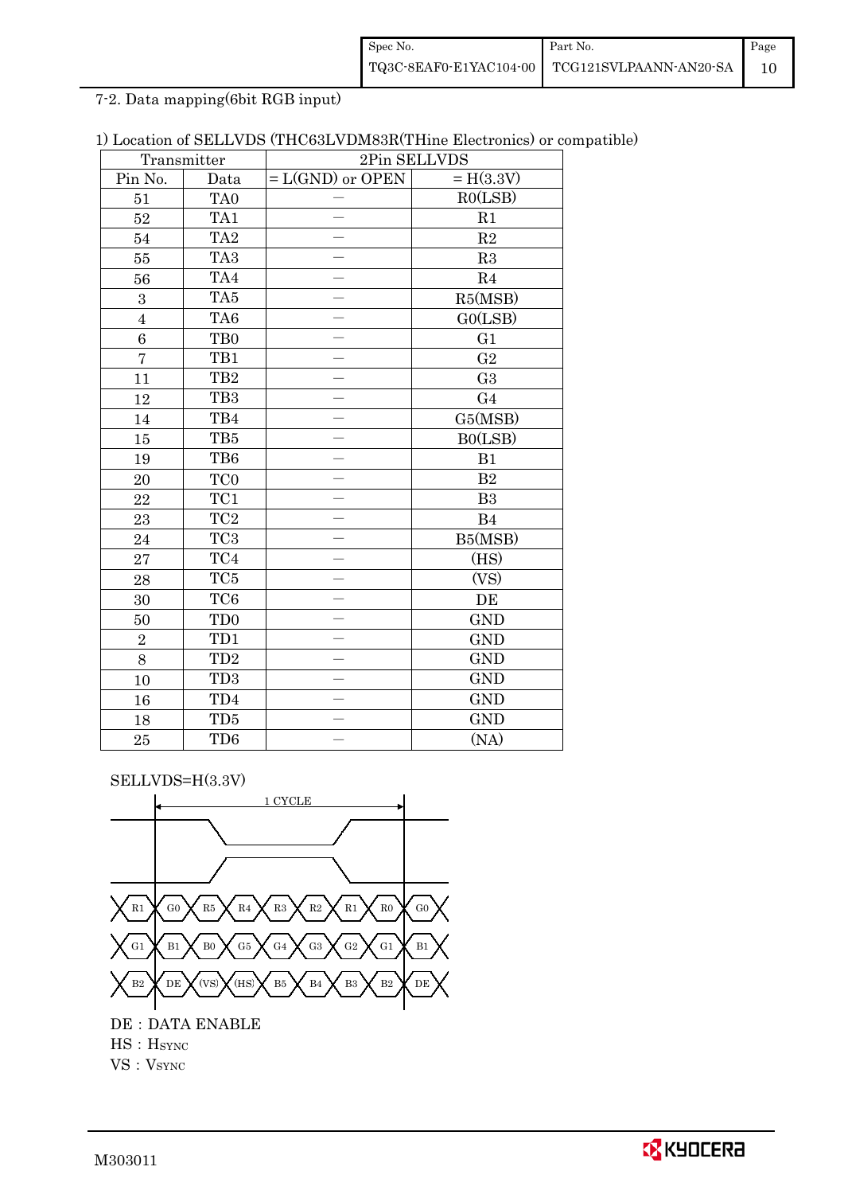7-2. Data mapping(6bit RGB input)

1) Location of SELLVDS (THC63LVDM83R(THine Electronics) or compatible)

| Transmitter | | 2Pin SELLVDS | |
|---|---|---|---|
| Pin No. | Data | = L(GND) or OPEN | = H(3.3V) |
| 51 | TA0 | — | R0(LSB) |
| 52 | TA1 | — | R1 |
| 54 | TA2 | — | R2 |
| 55 | TA3 | — | R3 |
| 56 | TA4 | — | R4 |
| 3 | TA5 | — | R5(MSB) |
| 4 | TA6 | — | G0(LSB) |
| 6 | TB0 | — | G1 |
| 7 | TB1 | — | G2 |
| 11 | TB2 | — | G3 |
| 12 | TB3 | — | G4 |
| 14 | TB4 | — | G5(MSB) |
| 15 | TB5 | — | B0(LSB) |
| 19 | TB6 | — | B1 |
| 20 | TC0 | — | B2 |
| 22 | TC1 | — | B3 |
| 23 | TC2 | — | B4 |
| 24 | TC3 | — | B5(MSB) |
| 27 | TC4 | — | (HS) |
| 28 | TC5 | — | (VS) |
| 30 | TC6 | — | DE |
| 50 | TD0 | — | GND |
| 2 | TD1 | — | GND |
| 8 | TD2 | — | GND |
| 10 | TD3 | — | GND |
| 16 | TD4 | — | GND |
| 18 | TD5 | — | GND |
| 25 | TD6 | — | (NA) |

SELLVDS=H(3.3V)

1 CYCLE

| R1 | G0 | R5 | R4 | R3 | R2 | R1 | R0 | G0 |
|---|---|---|---|---|---|---|---|---|
| G1 | B1 | B0 | G5 | G4 | G3 | G2 | G1 | B1 |
| B2 | DE | (VS) | (HS) | B5 | B4 | B3 | B2 | DE |

DE : DATA ENABLE
HS : HSYNC
VS : VSYNC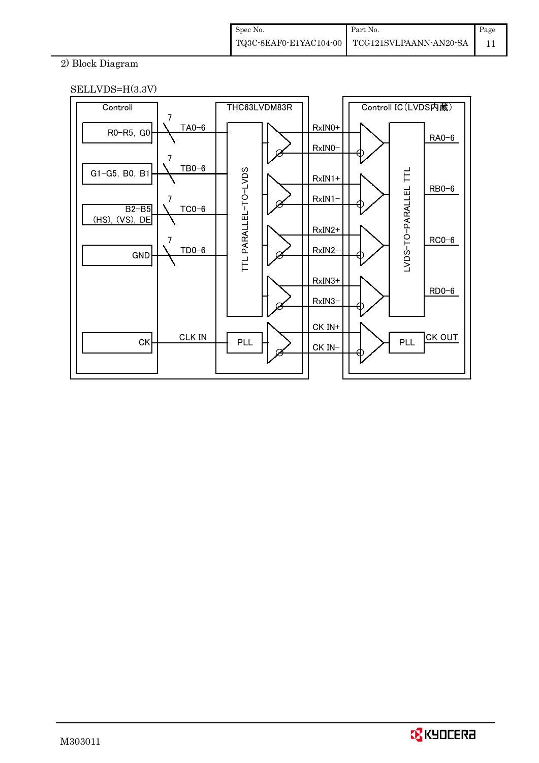2) Block Diagram

SELLVDS=H(3.3V)

Controll | THC63LVDM83R | Controll IC(LVDS内蔵)

R0−R5, G0 — 7 — TA0−6 → TTL PARALLEL−TO−LVDS → RxIN0+ / RxIN0− → LVDS−TO−PARALLEL TTL → RA0−6

G1−G5, B0, B1 — 7 — TB0−6 → RxIN1+ / RxIN1− → RB0−6

B2−B5 (HS), (VS), DE — 7 — TC0−6 → RxIN2+ / RxIN2− → RC0−6

GND — 7 — TD0−6 → RxIN3+ / RxIN3− → RD0−6

CK — CLK IN → PLL → CK IN+ / CK IN− → PLL → CK OUT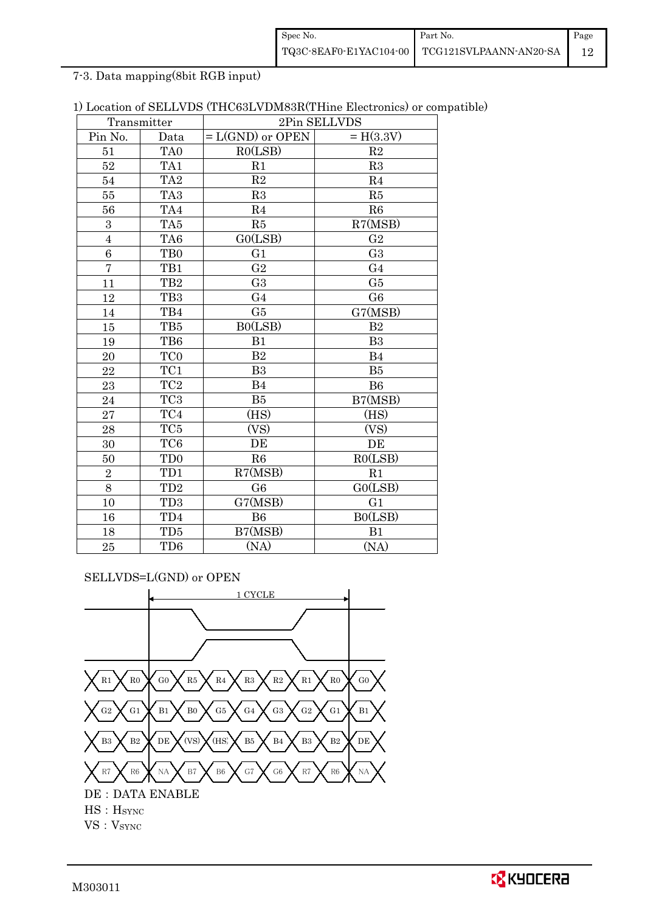7-3. Data mapping(8bit RGB input)

1) Location of SELLVDS (THC63LVDM83R(THine Electronics) or compatible)

| Transmitter | | 2Pin SELLVDS | |
|---|---|---|---|
| Pin No. | Data | = L(GND) or OPEN | = H(3.3V) |
| 51 | TA0 | R0(LSB) | R2 |
| 52 | TA1 | R1 | R3 |
| 54 | TA2 | R2 | R4 |
| 55 | TA3 | R3 | R5 |
| 56 | TA4 | R4 | R6 |
| 3 | TA5 | R5 | R7(MSB) |
| 4 | TA6 | G0(LSB) | G2 |
| 6 | TB0 | G1 | G3 |
| 7 | TB1 | G2 | G4 |
| 11 | TB2 | G3 | G5 |
| 12 | TB3 | G4 | G6 |
| 14 | TB4 | G5 | G7(MSB) |
| 15 | TB5 | B0(LSB) | B2 |
| 19 | TB6 | B1 | B3 |
| 20 | TC0 | B2 | B4 |
| 22 | TC1 | B3 | B5 |
| 23 | TC2 | B4 | B6 |
| 24 | TC3 | B5 | B7(MSB) |
| 27 | TC4 | (HS) | (HS) |
| 28 | TC5 | (VS) | (VS) |
| 30 | TC6 | DE | DE |
| 50 | TD0 | R6 | R0(LSB) |
| 2 | TD1 | R7(MSB) | R1 |
| 8 | TD2 | G6 | G0(LSB) |
| 10 | TD3 | G7(MSB) | G1 |
| 16 | TD4 | B6 | B0(LSB) |
| 18 | TD5 | B7(MSB) | B1 |
| 25 | TD6 | (NA) | (NA) |

SELLVDS=L(GND) or OPEN

1 CYCLE

R1 R0 | G0 R5 R4 R3 R2 R1 R0 | G0

G2 G1 | B1 B0 G5 G4 G3 G2 G1 | B1

B3 B2 | DE (VS) (HS) B5 B4 B3 B2 | DE

R7 R6 | NA B7 B6 G7 G6 R7 R6 | NA

DE : DATA ENABLE

HS : $H_{SYNC}$

VS : $V_{SYNC}$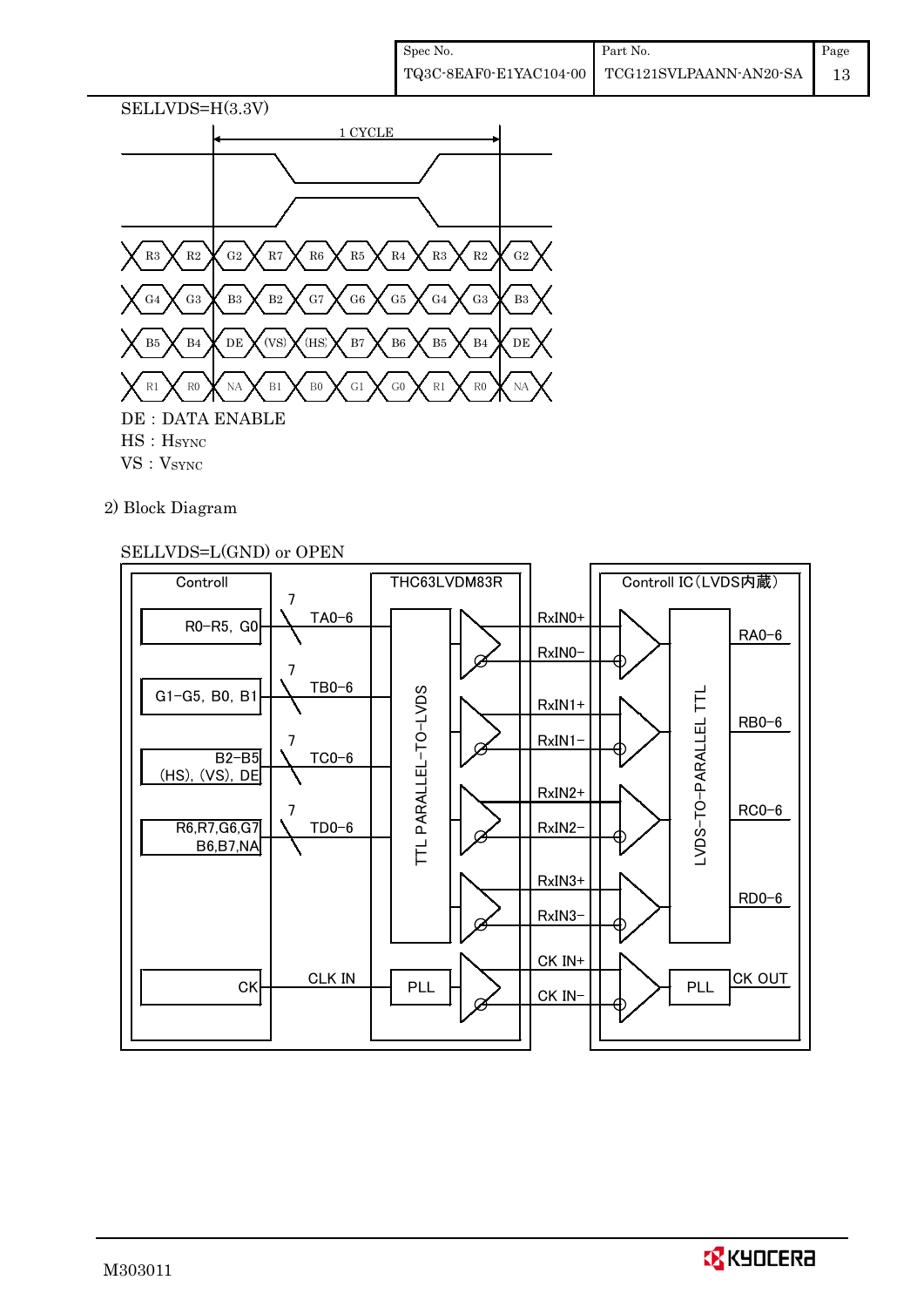SELLVDS=H(3.3V)

1 CYCLE

| | | | | | | | | | |
|---|---|---|---|---|---|---|---|---|---|
| R3 | R2 | G2 | R7 | R6 | R5 | R4 | R3 | R2 | G2 |
| G4 | G3 | B3 | B2 | G7 | G6 | G5 | G4 | G3 | B3 |
| B5 | B4 | DE | (VS) | (HS) | B7 | B6 | B5 | B4 | DE |
| R1 | R0 | NA | B1 | B0 | G1 | G0 | R1 | R0 | NA |

DE : DATA ENABLE

HS : $H_{SYNC}$

VS : $V_{SYNC}$

2) Block Diagram

SELLVDS=L(GND) or OPEN

| Controll | | THC63LVDM83R (TTL PARALLEL-TO-LVDS) | | Controll IC(LVDS内蔵) (LVDS-TO-PARALLEL TTL) |
|---|---|---|---|---|
| R0-R5, G0 | 7 / TA0-6 | | RxIN0+ / RxIN0- | RA0-6 |
| G1-G5, B0, B1 | 7 / TB0-6 | | RxIN1+ / RxIN1- | RB0-6 |
| B2-B5 (HS), (VS), DE | 7 / TC0-6 | | RxIN2+ / RxIN2- | RC0-6 |
| R6,R7,G6,G7 B6,B7,NA | 7 / TD0-6 | | RxIN3+ / RxIN3- | RD0-6 |
| CK | CLK IN | PLL | CK IN+ / CK IN- | PLL / CK OUT |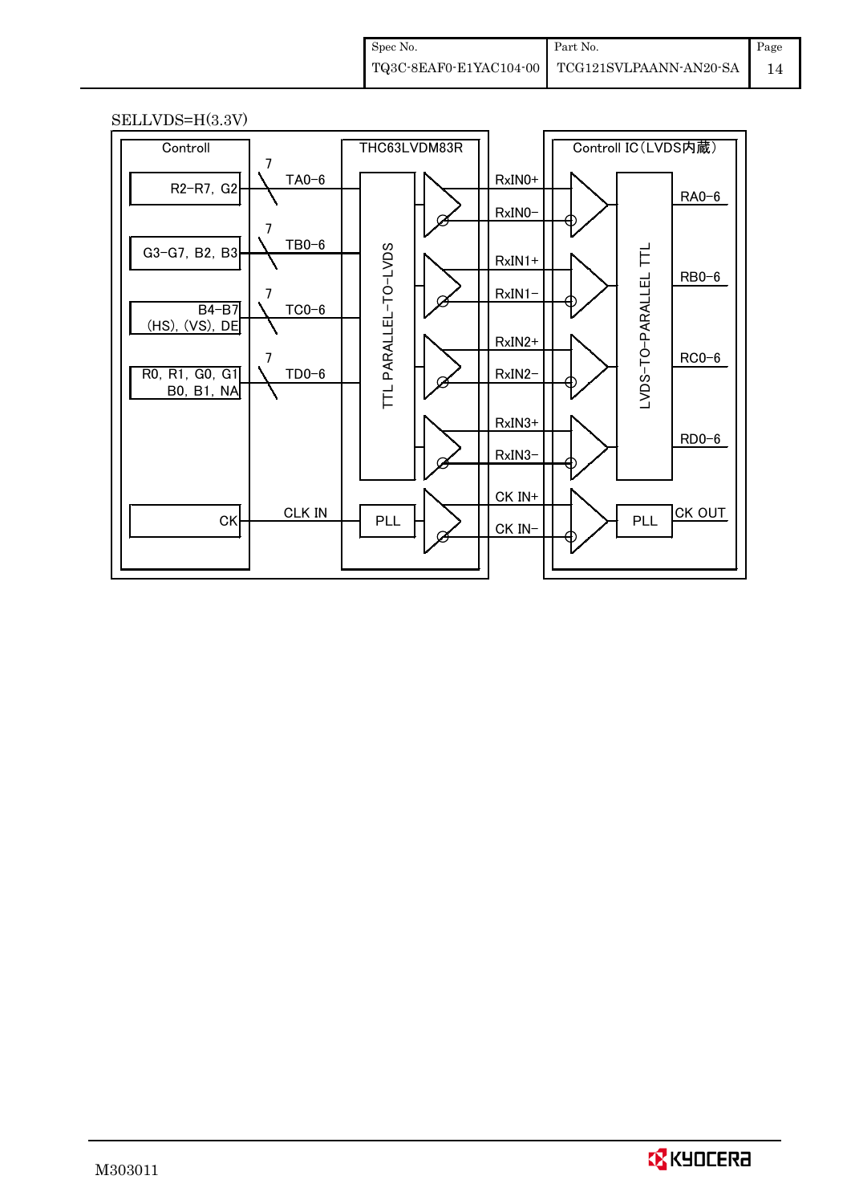SELLVDS=H(3.3V)

Controll | THC63LVDM83R | Controll IC(LVDS内蔵)

- R2-R7, G2 — 7 — TA0-6 → RxIN0+ / RxIN0− → RA0-6
- G3-G7, B2, B3 — 7 — TB0-6 → RxIN1+ / RxIN1− → RB0-6
- B4-B7 (HS), (VS), DE — 7 — TC0-6 → RxIN2+ / RxIN2− → RC0-6
- R0, R1, G0, G1 B0, B1, NA — 7 — TD0-6 → RxIN3+ / RxIN3− → RD0-6
- CK — CLK IN → PLL → CK IN+ / CK IN− → PLL → CK OUT

TTL PARALLEL-TO-LVDS

LVDS-TO-PARALLEL TTL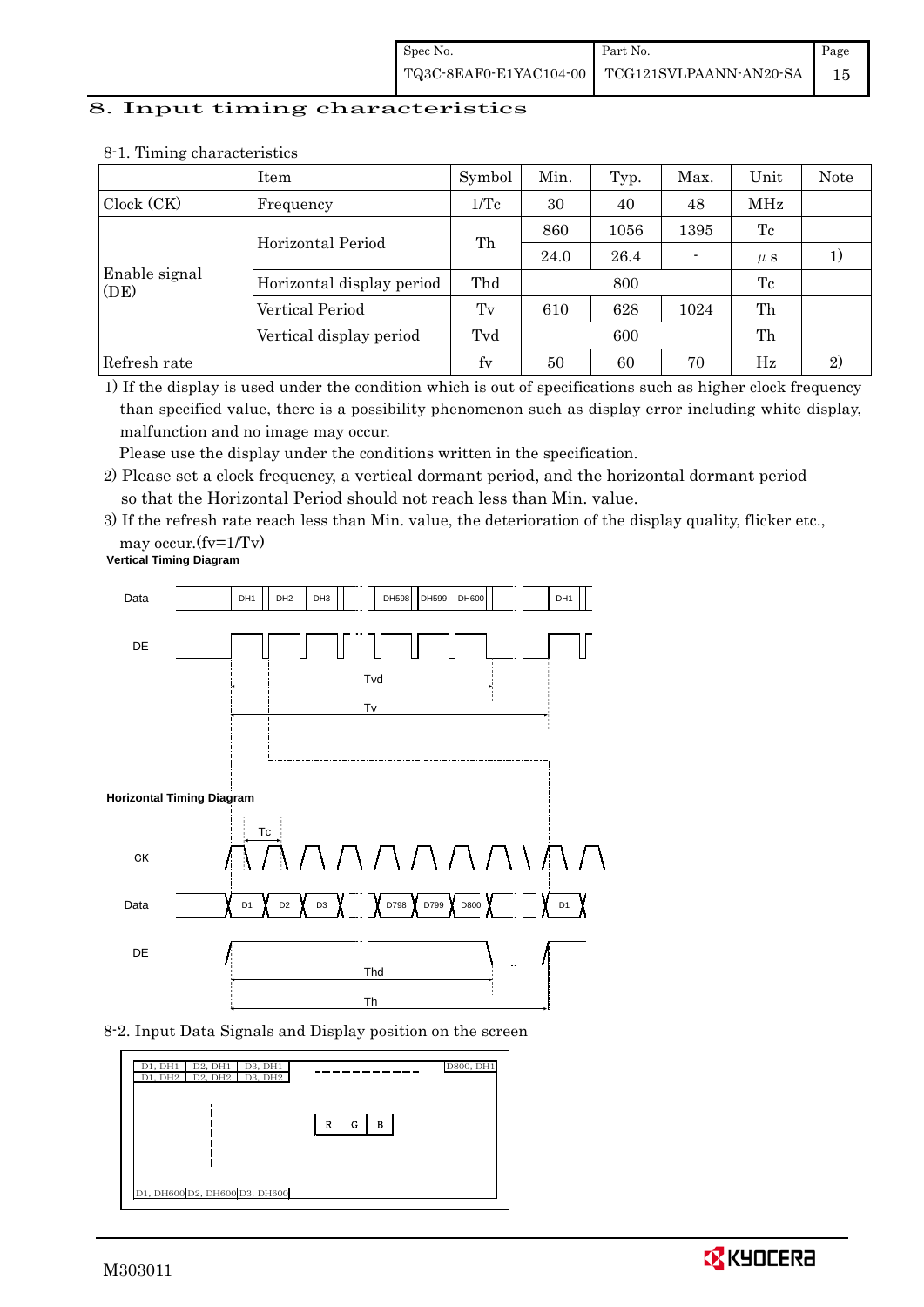## 8. Input timing characteristics

### 8-1. Timing characteristics

| Item | | Symbol | Min. | Typ. | Max. | Unit | Note |
|---|---|---|---|---|---|---|---|
| Clock (CK) | Frequency | 1/Tc | 30 | 40 | 48 | MHz | |
| Enable signal (DE) | Horizontal Period | Th | 860 | 1056 | 1395 | Tc | |
| | | | 24.0 | 26.4 | - | μs | 1) |
| | Horizontal display period | Thd | | 800 | | Tc | |
| | Vertical Period | Tv | 610 | 628 | 1024 | Th | |
| | Vertical display period | Tvd | | 600 | | Th | |
| Refresh rate | | fv | 50 | 60 | 70 | Hz | 2) |

1) If the display is used under the condition which is out of specifications such as higher clock frequency than specified value, there is a possibility phenomenon such as display error including white display, malfunction and no image may occur.
   Please use the display under the conditions written in the specification.

2) Please set a clock frequency, a vertical dormant period, and the horizontal dormant period so that the Horizontal Period should not reach less than Min. value.

3) If the refresh rate reach less than Min. value, the deterioration of the display quality, flicker etc., may occur.(fv=1/Tv)

**Vertical Timing Diagram**

Data: DH1, DH2, DH3, ..., DH598, DH599, DH600, ..., DH1

DE, Tvd, Tv

**Horizontal Timing Diagram**

Tc

CK

Data: D1, D2, D3, ..., D798, D799, D800, ..., D1

DE, Thd, Th

### 8-2. Input Data Signals and Display position on the screen

| D1, DH1 | D2, DH1 | D3, DH1 | ------------ | D800, DH1 |
|---|---|---|---|---|
| D1, DH2 | D2, DH2 | D3, DH2 | | |
| | | | R G B | |
| D1, DH600 | D2, DH600 | D3, DH600 | | |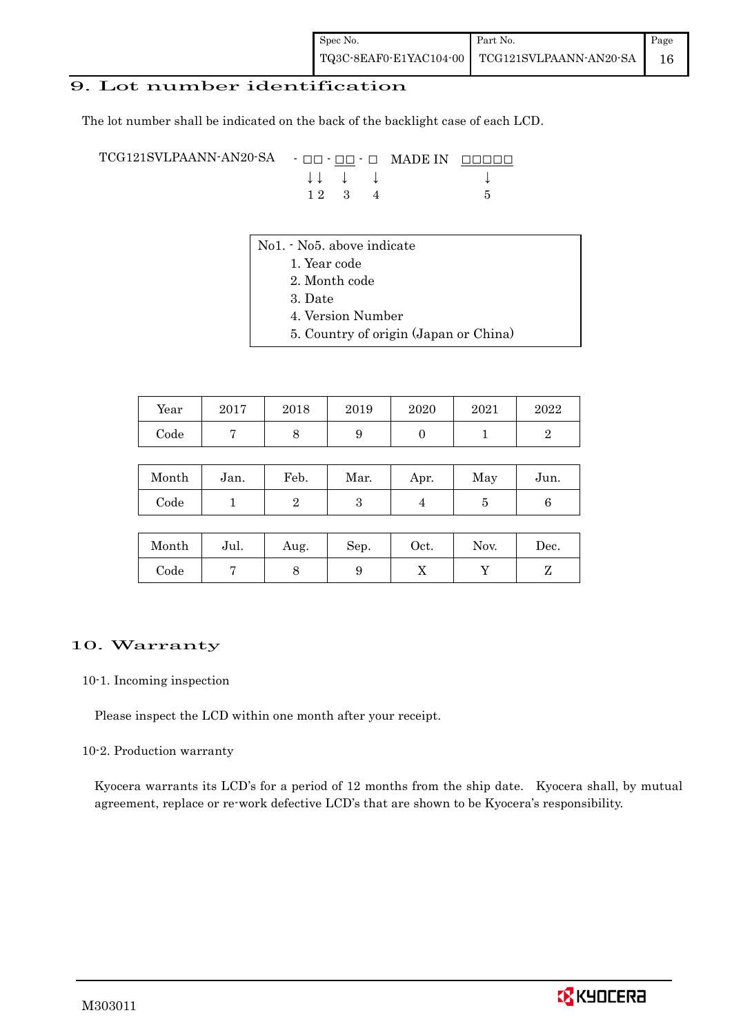# 9. Lot number identification

The lot number shall be indicated on the back of the backlight case of each LCD.

```
TCG121SVLPAANN-AN20-SA   - □□ - □□ - □   MADE IN  □□□□□
                           ↓↓   ↓    ↓               ↓
                           1 2  3    4               5
```

No1. - No5. above indicate
1. Year code
2. Month code
3. Date
4. Version Number
5. Country of origin (Japan or China)

| Year | 2017 | 2018 | 2019 | 2020 | 2021 | 2022 |
|---|---|---|---|---|---|---|
| Code | 7 | 8 | 9 | 0 | 1 | 2 |

| Month | Jan. | Feb. | Mar. | Apr. | May | Jun. |
|---|---|---|---|---|---|---|
| Code | 1 | 2 | 3 | 4 | 5 | 6 |

| Month | Jul. | Aug. | Sep. | Oct. | Nov. | Dec. |
|---|---|---|---|---|---|---|
| Code | 7 | 8 | 9 | X | Y | Z |

# 10. Warranty

10-1. Incoming inspection

Please inspect the LCD within one month after your receipt.

10-2. Production warranty

Kyocera warrants its LCD's for a period of 12 months from the ship date. Kyocera shall, by mutual agreement, replace or re-work defective LCD's that are shown to be Kyocera's responsibility.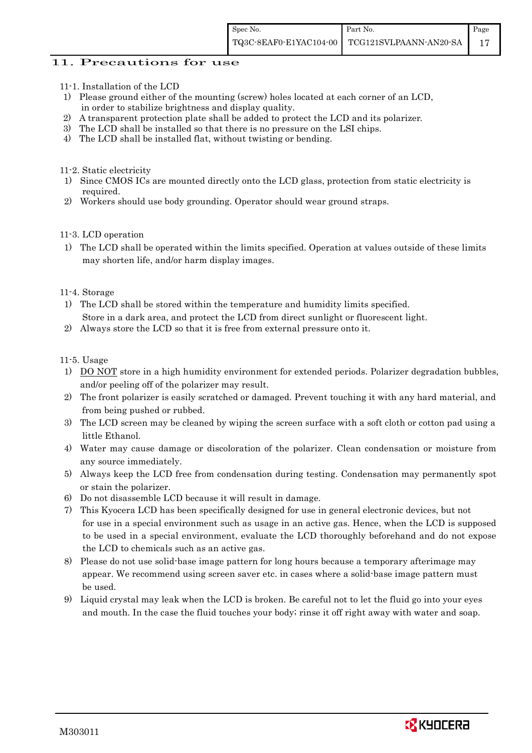## 11. Precautions for use

11-1. Installation of the LCD

1) Please ground either of the mounting (screw) holes located at each corner of an LCD, in order to stabilize brightness and display quality.
2) A transparent protection plate shall be added to protect the LCD and its polarizer.
3) The LCD shall be installed so that there is no pressure on the LSI chips.
4) The LCD shall be installed flat, without twisting or bending.

11-2. Static electricity

1) Since CMOS ICs are mounted directly onto the LCD glass, protection from static electricity is required.
2) Workers should use body grounding. Operator should wear ground straps.

11-3. LCD operation

1) The LCD shall be operated within the limits specified. Operation at values outside of these limits may shorten life, and/or harm display images.

11-4. Storage

1) The LCD shall be stored within the temperature and humidity limits specified. Store in a dark area, and protect the LCD from direct sunlight or fluorescent light.
2) Always store the LCD so that it is free from external pressure onto it.

11-5. Usage

1) DO NOT store in a high humidity environment for extended periods. Polarizer degradation bubbles, and/or peeling off of the polarizer may result.
2) The front polarizer is easily scratched or damaged. Prevent touching it with any hard material, and from being pushed or rubbed.
3) The LCD screen may be cleaned by wiping the screen surface with a soft cloth or cotton pad using a little Ethanol.
4) Water may cause damage or discoloration of the polarizer. Clean condensation or moisture from any source immediately.
5) Always keep the LCD free from condensation during testing. Condensation may permanently spot or stain the polarizer.
6) Do not disassemble LCD because it will result in damage.
7) This Kyocera LCD has been specifically designed for use in general electronic devices, but not for use in a special environment such as usage in an active gas. Hence, when the LCD is supposed to be used in a special environment, evaluate the LCD thoroughly beforehand and do not expose the LCD to chemicals such as an active gas.
8) Please do not use solid-base image pattern for long hours because a temporary afterimage may appear. We recommend using screen saver etc. in cases where a solid-base image pattern must be used.
9) Liquid crystal may leak when the LCD is broken. Be careful not to let the fluid go into your eyes and mouth. In the case the fluid touches your body; rinse it off right away with water and soap.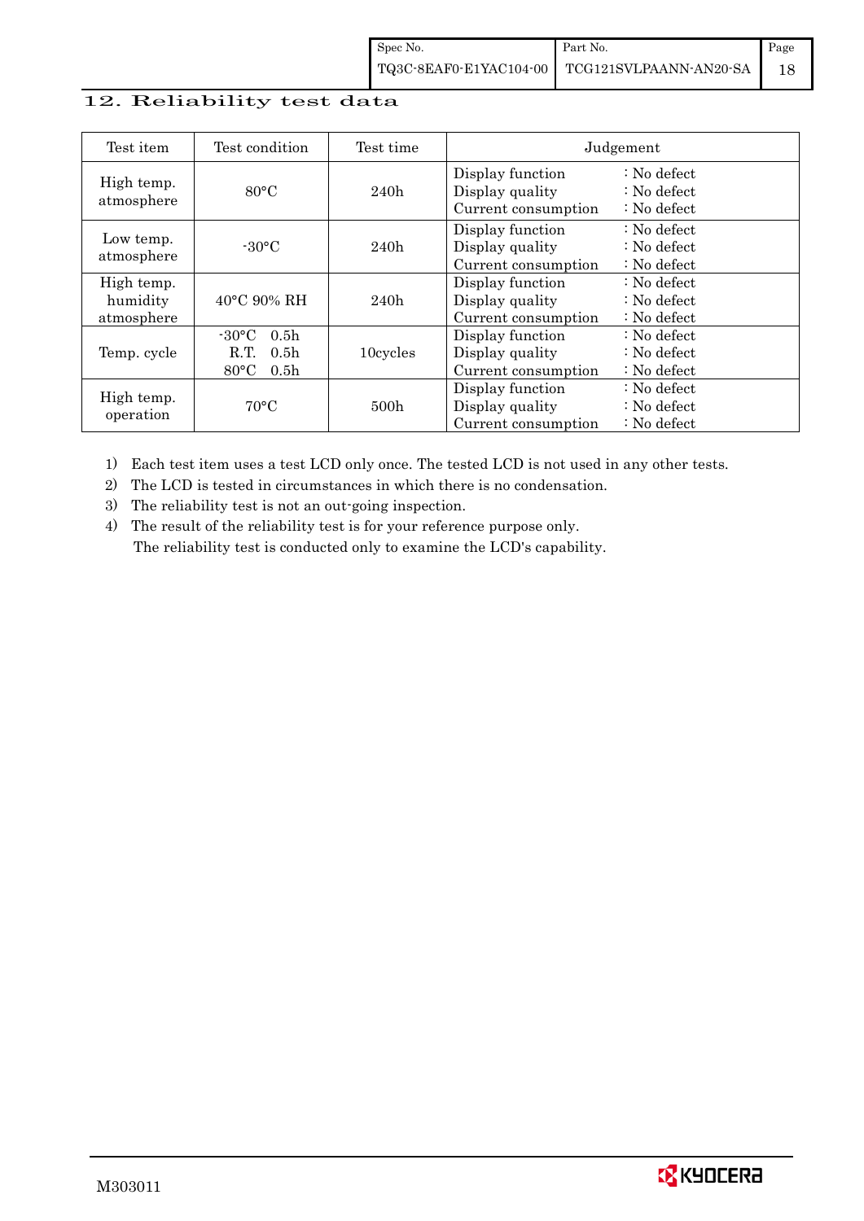## 12. Reliability test data

| Test item | Test condition | Test time | Judgement |
|---|---|---|---|
| High temp. atmosphere | 80°C | 240h | Display function : No defect<br>Display quality : No defect<br>Current consumption : No defect |
| Low temp. atmosphere | -30°C | 240h | Display function : No defect<br>Display quality : No defect<br>Current consumption : No defect |
| High temp. humidity atmosphere | 40°C 90% RH | 240h | Display function : No defect<br>Display quality : No defect<br>Current consumption : No defect |
| Temp. cycle | -30°C 0.5h<br>R.T. 0.5h<br>80°C 0.5h | 10cycles | Display function : No defect<br>Display quality : No defect<br>Current consumption : No defect |
| High temp. operation | 70°C | 500h | Display function : No defect<br>Display quality : No defect<br>Current consumption : No defect |

1) Each test item uses a test LCD only once. The tested LCD is not used in any other tests.
2) The LCD is tested in circumstances in which there is no condensation.
3) The reliability test is not an out-going inspection.
4) The result of the reliability test is for your reference purpose only.
   The reliability test is conducted only to examine the LCD's capability.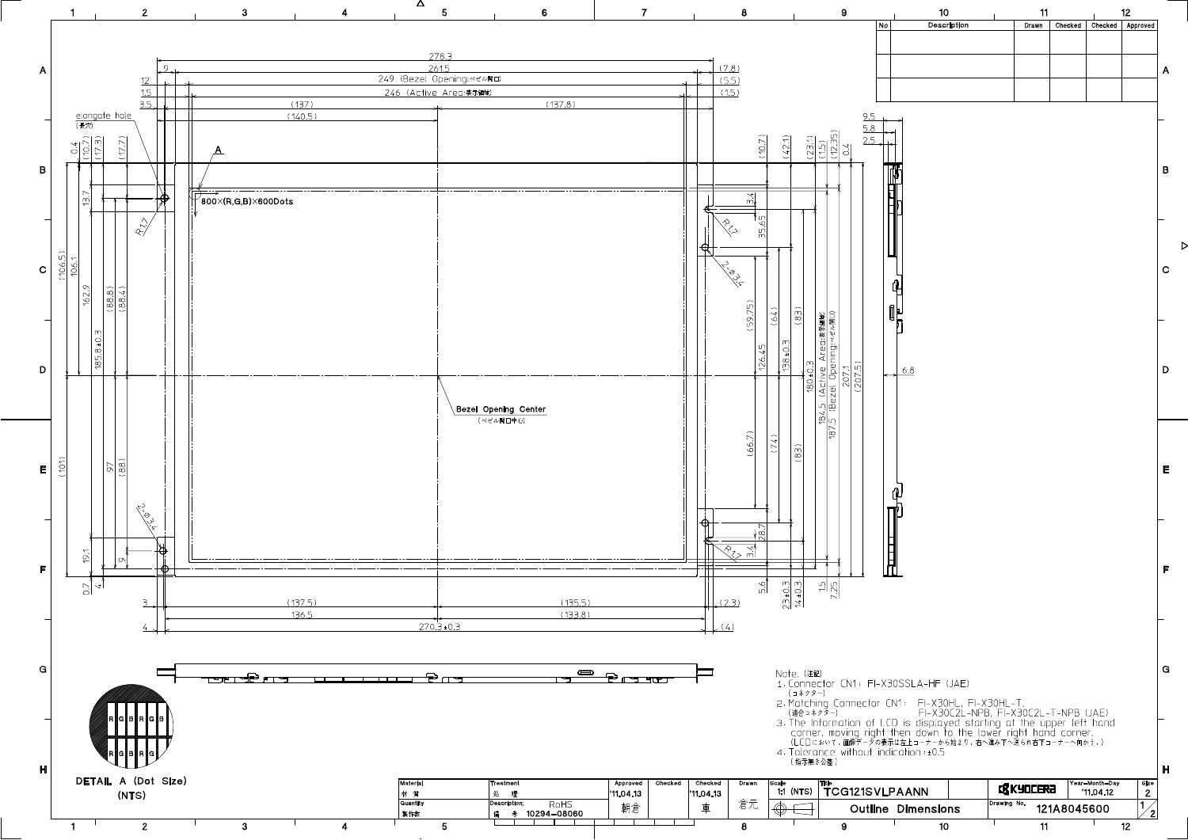| No | Description | Drawn | Checked | Checked | Approved |
|---|---|---|---|---|---|
| | | | | | |
| | | | | | |
| | | | | | |

Note. (注記)

1. Connector CN1: FI-X30SSLA-HF (JAE)
   (コネクター)
2. Matching Connector CN1: FI-X30HL, FI-X30HL-T, FI-X30C2L-NPB, FI-X30C2L-T-NPB (JAE)
   (適合コネクター)
3. The information of LCD is displayed starting at the upper left hand corner, moving right then down to the lower right hand corner.
   (LCDにおいて、画像データの表示は左上コーナーから始まり、右へ進み下へ進み右下コーナーへ向かう。)
4. Tolerance without indication: ±0.5
   (指示無き公差)

DETAIL A (Dot Size)
(NTS)

| Material 材質 | Treatment 処理 | Approved | Checked | Checked | Drawn | Scale | Title | | Year-Month-Day | Size |
|---|---|---|---|---|---|---|---|---|---|---|
| | | '11.04.13 | | '11.04.13 | | 1:1 (NTS) | TCG121SVLPAANN | KYOCERA | '11.04.12 | 2 |
| Quantity 製作数 | Description; RoHS 備考 10294-08060 | 朝倉 | | 車 | 倉元 | | Outline Dimensions | Drawing No. 121A8045600 | | 1/2 |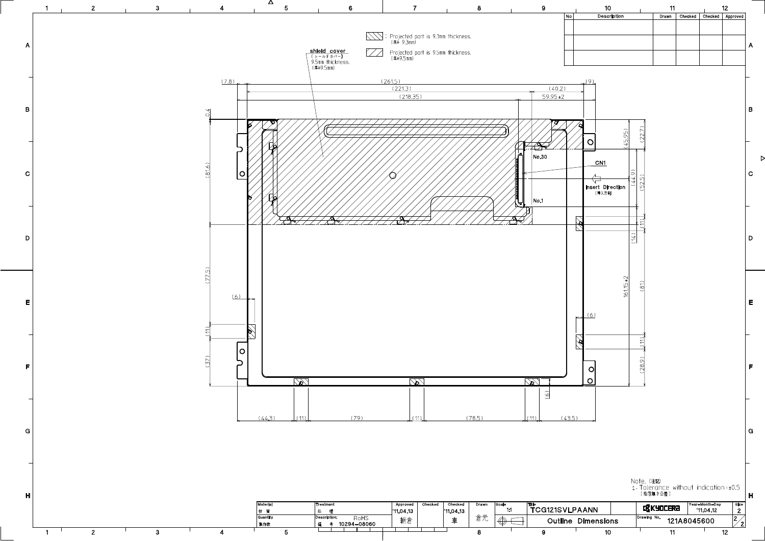| No | Description | Drawn | Checked | Checked | Approved |
|---|---|---|---|---|---|
| | | | | | |
| | | | | | |
| | | | | | |

: Projected part is 9.3mm thickness. (厚み 9.3mm)

: Projected part is 9.5mm thickness. (厚み9.5mm)

shield cover (シールドカバー) 9.5mm thickness. (厚み9.5mm)

(7.8) (261.5) (9)

(221.3) (40.2)

(218.35) 59.95±2

0.4

(81.6) (77.5) (6) (11) (37)

(45.95) (22.7)

No.30

CN1

Insert Direction (挿入方向)

No.1

(44.9) (52.5)

(11) (14)

161.15±2

(81)

(6)

(11)

(28.9)

(6)

(44.3) (11) (79) (11) (78.5) (11) (43.5)

Note. (注記)
1. Tolerance without indication : ±0.5
(指示無き公差)

| Material 材質 | Treatment 処理 | Approved | Checked | Checked | Drawn | Scale | Title | | Year-Month-Day | Size |
|---|---|---|---|---|---|---|---|---|---|---|
| | | '11.04.13 | | '11.04.13 | | 1:1 | TCG121SVLPAANN | KYOCERA | '11.04.12 | 2 |
| Quantity 製作数 | Description; 備考 RoHS 10294-08060 | 朝倉 | | 車 | 倉元 | | Outline Dimensions | Drawing No. 121A8045600 | | 2/2 |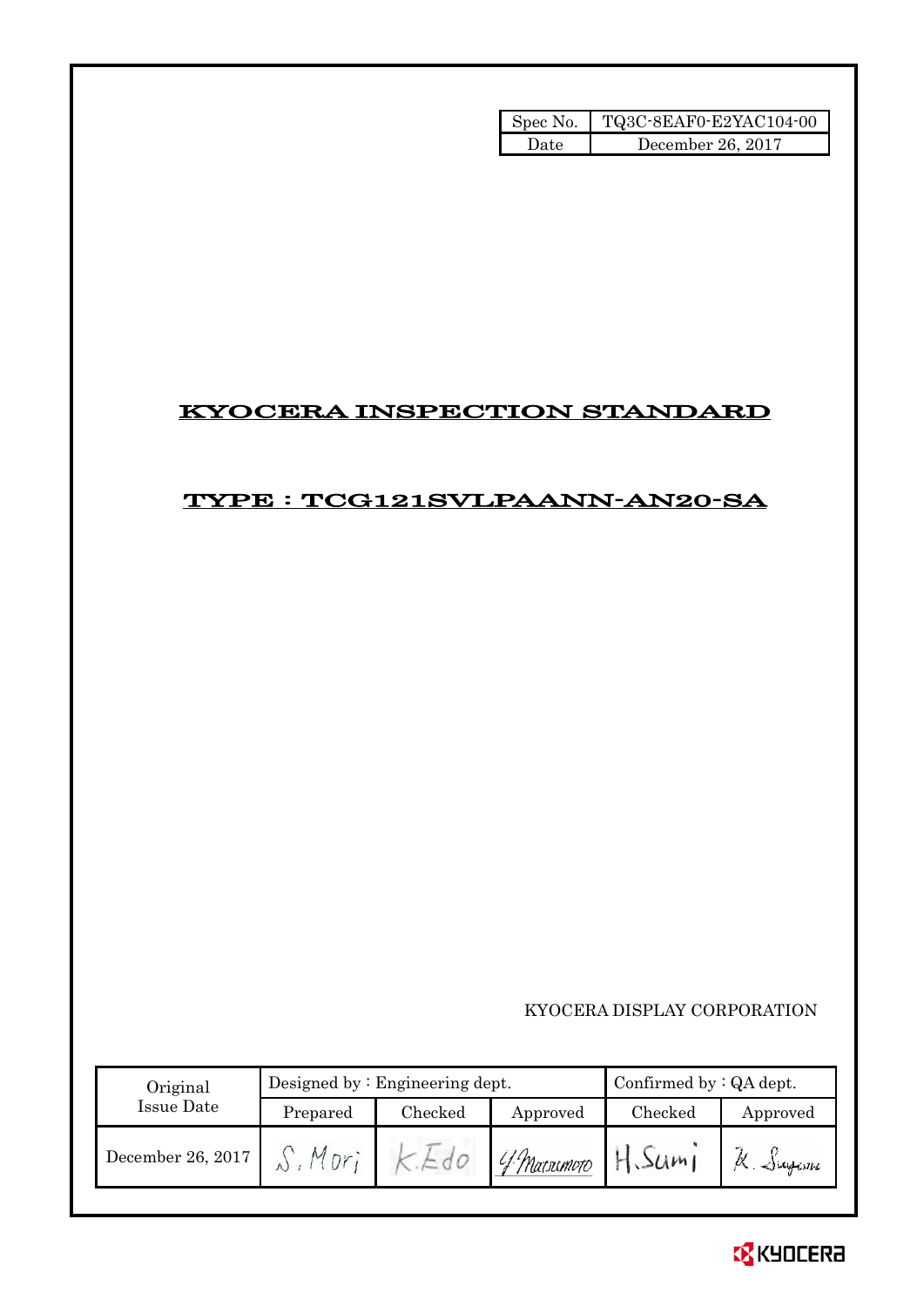| Spec No. | TQ3C-8EAF0-E2YAC104-00 |
|---|---|
| Date | December 26, 2017 |

# KYOCERA INSPECTION STANDARD

## TYPE : TCG121SVLPAANN-AN20-SA

KYOCERA DISPLAY CORPORATION

| Original Issue Date | Designed by : Engineering dept. | | | Confirmed by : QA dept. | |
|---|---|---|---|---|---|
| | Prepared | Checked | Approved | Checked | Approved |
| December 26, 2017 | S. Mori | K. Edo | Y. Matsumoto | H. Sumi | K. Sugiura |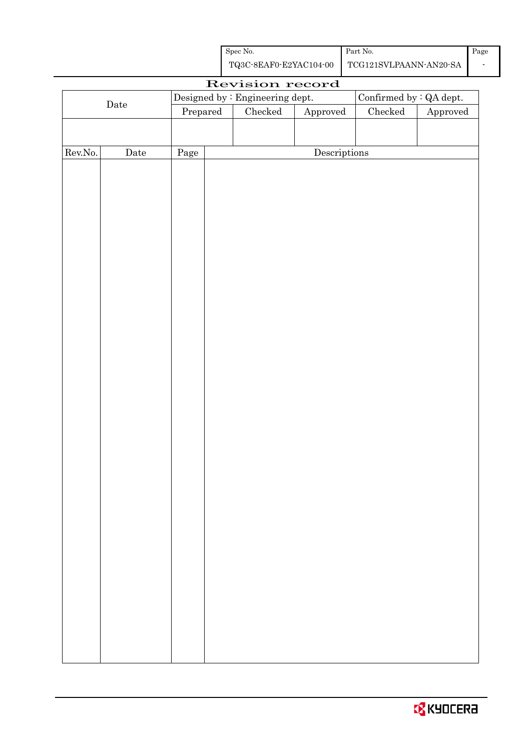# Revision record

| Date | Designed by : Engineering dept. | | | Confirmed by : QA dept. | |
|---|---|---|---|---|---|
| | Prepared | Checked | Approved | Checked | Approved |
| | | | | | |

| Rev.No. | Date | Page | Descriptions |
|---|---|---|---|
| | | | |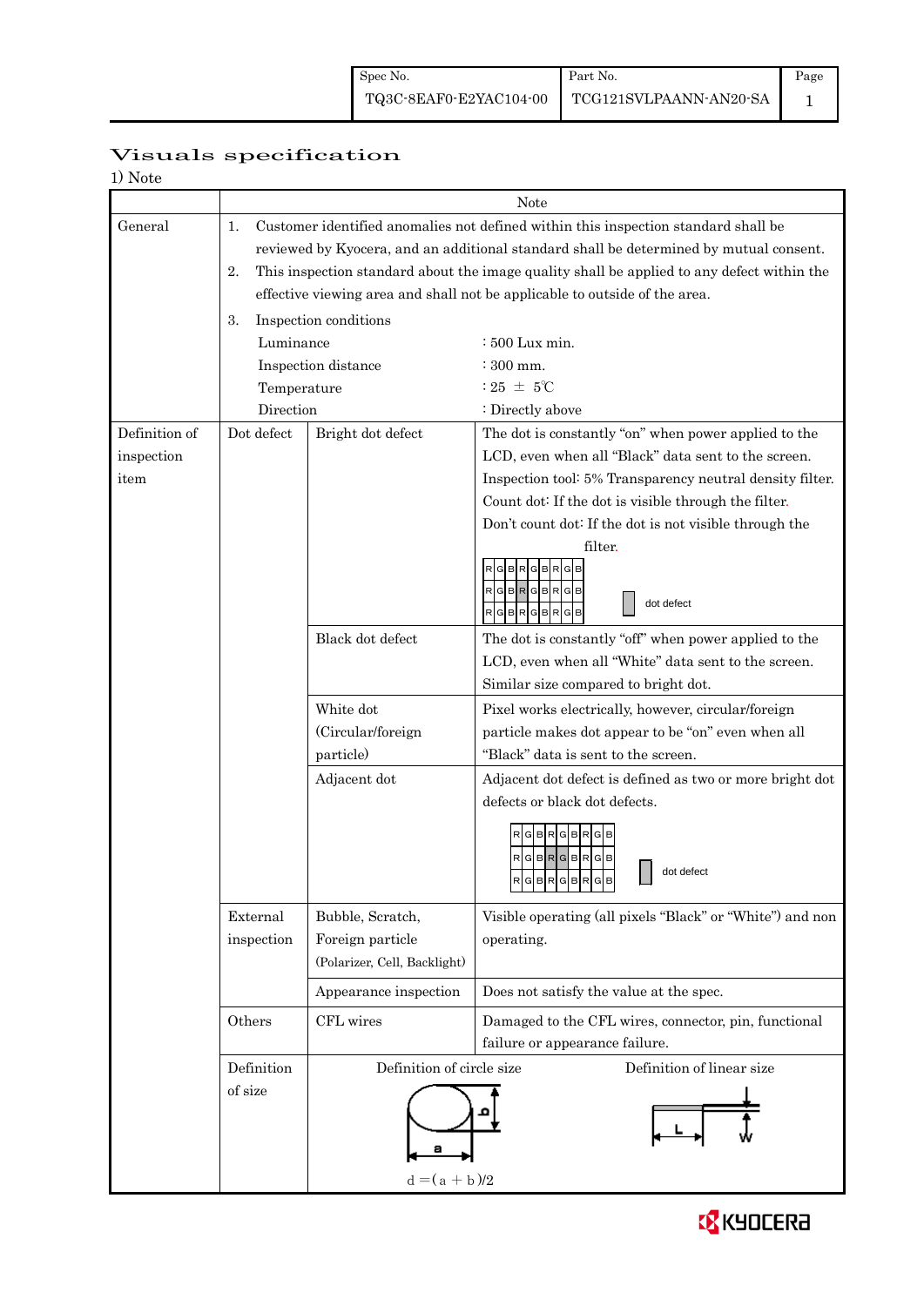# Visuals specification

1) Note

| | Note | | |
|---|---|---|---|
| General | 1. Customer identified anomalies not defined within this inspection standard shall be reviewed by Kyocera, and an additional standard shall be determined by mutual consent.<br>2. This inspection standard about the image quality shall be applied to any defect within the effective viewing area and shall not be applicable to outside of the area.<br>3. Inspection conditions<br>Luminance : 500 Lux min.<br>Inspection distance : 300 mm.<br>Temperature : 25 ± 5℃<br>Direction : Directly above | | |
| Definition of inspection item | Dot defect | Bright dot defect | The dot is constantly "on" when power applied to the LCD, even when all "Black" data sent to the screen.<br>Inspection tool: 5% Transparency neutral density filter.<br>Count dot: If the dot is visible through the filter.<br>Don't count dot: If the dot is not visible through the filter.<br>(R G B R G B R G B grid; dot defect) |
| | | Black dot defect | The dot is constantly "off" when power applied to the LCD, even when all "White" data sent to the screen.<br>Similar size compared to bright dot. |
| | | White dot (Circular/foreign particle) | Pixel works electrically, however, circular/foreign particle makes dot appear to be "on" even when all "Black" data is sent to the screen. |
| | | Adjacent dot | Adjacent dot defect is defined as two or more bright dot defects or black dot defects.<br>(R G B R G B R G B grid; dot defect) |
| | External inspection | Bubble, Scratch, Foreign particle (Polarizer, Cell, Backlight) | Visible operating (all pixels "Black" or "White") and non operating. |
| | | Appearance inspection | Does not satisfy the value at the spec. |
| | Others | CFL wires | Damaged to the CFL wires, connector, pin, functional failure or appearance failure. |
| | Definition of size | Definition of circle size<br>$d = (a + b)/2$ | Definition of linear size<br>(L, W) |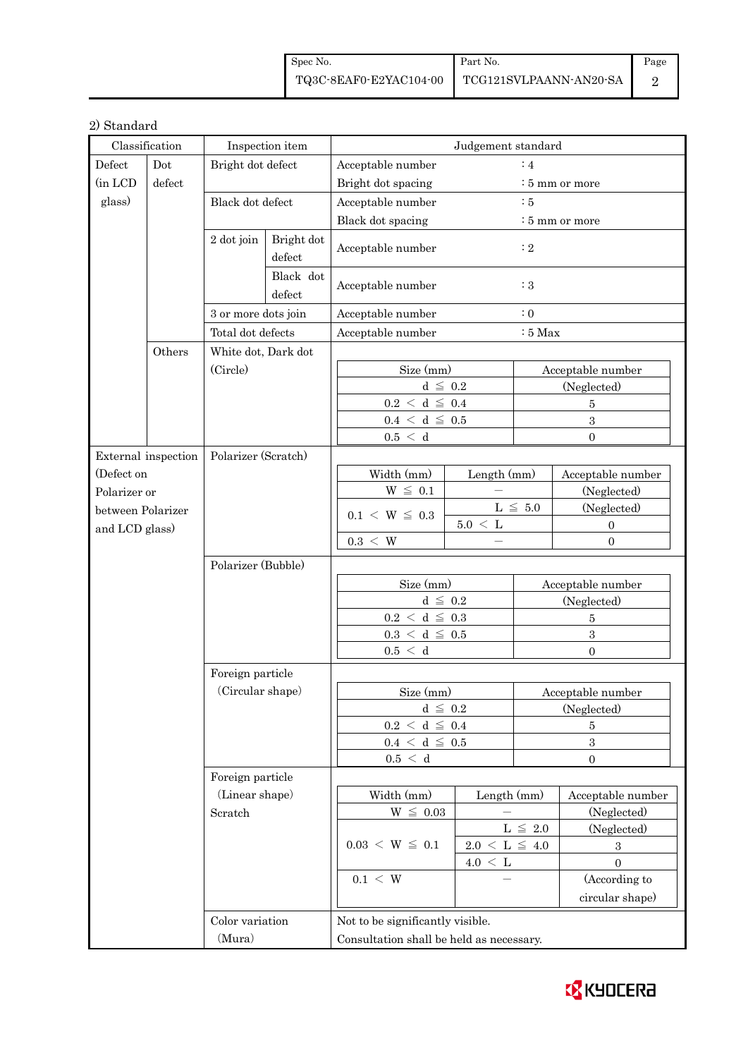## 2) Standard

| Classification | | Inspection item | | Judgement standard |
|---|---|---|---|---|
| Defect (in LCD glass) | Dot defect | Bright dot defect | | Acceptable number : 4<br>Bright dot spacing : 5 mm or more |
| | | Black dot defect | | Acceptable number : 5<br>Black dot spacing : 5 mm or more |
| | | 2 dot join | Bright dot defect | Acceptable number : 2 |
| | | | Black dot defect | Acceptable number : 3 |
| | | 3 or more dots join | | Acceptable number : 0 |
| | | Total dot defects | | Acceptable number : 5 Max |
| | Others | White dot, Dark dot (Circle) | | See table A |
| External inspection (Defect on Polarizer or between Polarizer and LCD glass) | | Polarizer (Scratch) | | See table B |
| | | Polarizer (Bubble) | | See table C |
| | | Foreign particle (Circular shape) | | See table D |
| | | Foreign particle (Linear shape) Scratch | | See table E |
| | | Color variation (Mura) | | Not to be significantly visible.<br>Consultation shall be held as necessary. |

Table A: White dot, Dark dot (Circle)

| Size (mm) | Acceptable number |
|---|---|
| $d \leqq 0.2$ | (Neglected) |
| $0.2 < d \leqq 0.4$ | 5 |
| $0.4 < d \leqq 0.5$ | 3 |
| $0.5 < d$ | 0 |

Table B: Polarizer (Scratch)

| Width (mm) | Length (mm) | Acceptable number |
|---|---|---|
| $W \leqq 0.1$ | ― | (Neglected) |
| $0.1 < W \leqq 0.3$ | $L \leqq 5.0$ | (Neglected) |
| | $5.0 < L$ | 0 |
| $0.3 < W$ | ― | 0 |

Table C: Polarizer (Bubble)

| Size (mm) | Acceptable number |
|---|---|
| $d \leqq 0.2$ | (Neglected) |
| $0.2 < d \leqq 0.3$ | 5 |
| $0.3 < d \leqq 0.5$ | 3 |
| $0.5 < d$ | 0 |

Table D: Foreign particle (Circular shape)

| Size (mm) | Acceptable number |
|---|---|
| $d \leqq 0.2$ | (Neglected) |
| $0.2 < d \leqq 0.4$ | 5 |
| $0.4 < d \leqq 0.5$ | 3 |
| $0.5 < d$ | 0 |

Table E: Foreign particle (Linear shape) Scratch

| Width (mm) | Length (mm) | Acceptable number |
|---|---|---|
| $W \leqq 0.03$ | ― | (Neglected) |
| $0.03 < W \leqq 0.1$ | $L \leqq 2.0$ | (Neglected) |
| | $2.0 < L \leqq 4.0$ | 3 |
| | $4.0 < L$ | 0 |
| $0.1 < W$ | ― | (According to circular shape) |